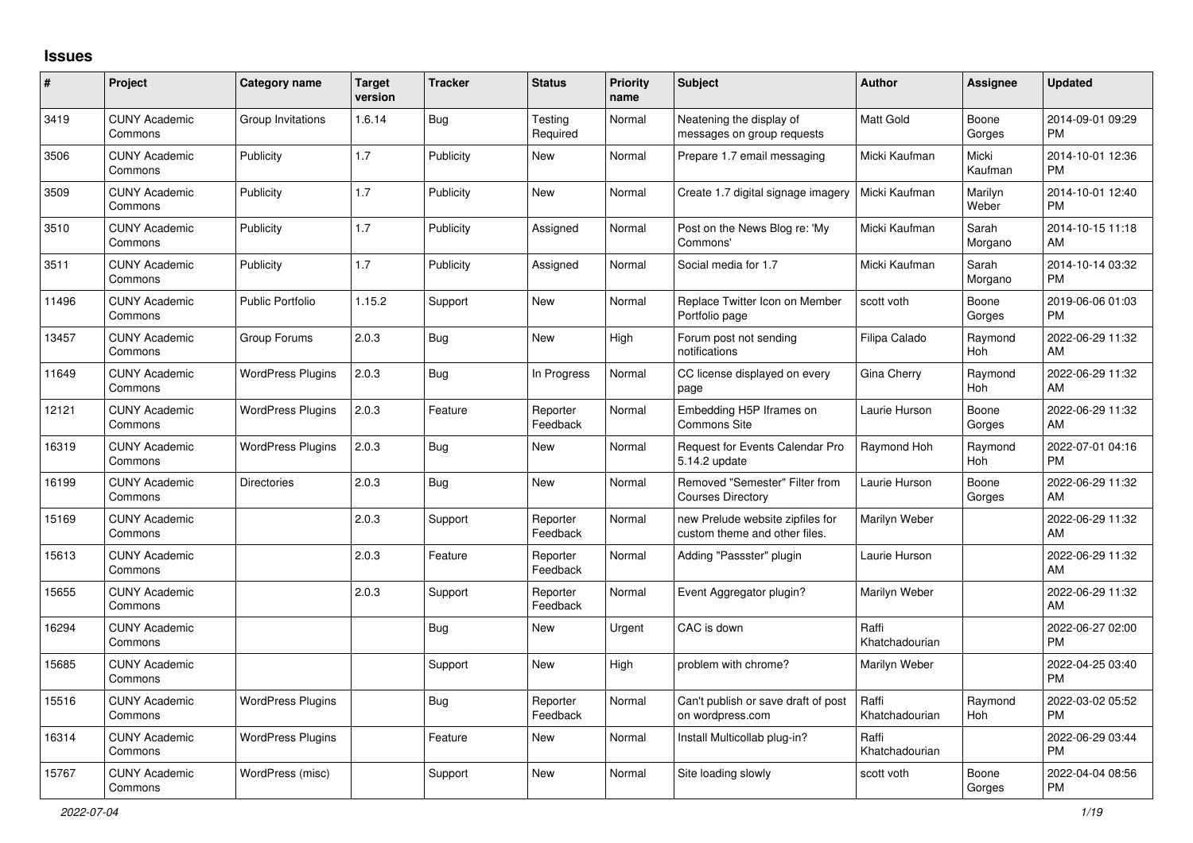## Issues

| # | Project | Category name | Target version | Tracker | Status | Priority name | Subject | Author | Assignee | Updated |
|---|---|---|---|---|---|---|---|---|---|---|
| 3419 | CUNY Academic Commons | Group Invitations | 1.6.14 | Bug | Testing Required | Normal | Neatening the display of messages on group requests | Matt Gold | Boone Gorges | 2014-09-01 09:29 PM |
| 3506 | CUNY Academic Commons | Publicity | 1.7 | Publicity | New | Normal | Prepare 1.7 email messaging | Micki Kaufman | Micki Kaufman | 2014-10-01 12:36 PM |
| 3509 | CUNY Academic Commons | Publicity | 1.7 | Publicity | New | Normal | Create 1.7 digital signage imagery | Micki Kaufman | Marilyn Weber | 2014-10-01 12:40 PM |
| 3510 | CUNY Academic Commons | Publicity | 1.7 | Publicity | Assigned | Normal | Post on the News Blog re: 'My Commons' | Micki Kaufman | Sarah Morgano | 2014-10-15 11:18 AM |
| 3511 | CUNY Academic Commons | Publicity | 1.7 | Publicity | Assigned | Normal | Social media for 1.7 | Micki Kaufman | Sarah Morgano | 2014-10-14 03:32 PM |
| 11496 | CUNY Academic Commons | Public Portfolio | 1.15.2 | Support | New | Normal | Replace Twitter Icon on Member Portfolio page | scott voth | Boone Gorges | 2019-06-06 01:03 PM |
| 13457 | CUNY Academic Commons | Group Forums | 2.0.3 | Bug | New | High | Forum post not sending notifications | Filipa Calado | Raymond Hoh | 2022-06-29 11:32 AM |
| 11649 | CUNY Academic Commons | WordPress Plugins | 2.0.3 | Bug | In Progress | Normal | CC license displayed on every page | Gina Cherry | Raymond Hoh | 2022-06-29 11:32 AM |
| 12121 | CUNY Academic Commons | WordPress Plugins | 2.0.3 | Feature | Reporter Feedback | Normal | Embedding H5P Iframes on Commons Site | Laurie Hurson | Boone Gorges | 2022-06-29 11:32 AM |
| 16319 | CUNY Academic Commons | WordPress Plugins | 2.0.3 | Bug | New | Normal | Request for Events Calendar Pro 5.14.2 update | Raymond Hoh | Raymond Hoh | 2022-07-01 04:16 PM |
| 16199 | CUNY Academic Commons | Directories | 2.0.3 | Bug | New | Normal | Removed "Semester" Filter from Courses Directory | Laurie Hurson | Boone Gorges | 2022-06-29 11:32 AM |
| 15169 | CUNY Academic Commons | | 2.0.3 | Support | Reporter Feedback | Normal | new Prelude website zipfiles for custom theme and other files. | Marilyn Weber | | 2022-06-29 11:32 AM |
| 15613 | CUNY Academic Commons | | 2.0.3 | Feature | Reporter Feedback | Normal | Adding "Passster" plugin | Laurie Hurson | | 2022-06-29 11:32 AM |
| 15655 | CUNY Academic Commons | | 2.0.3 | Support | Reporter Feedback | Normal | Event Aggregator plugin? | Marilyn Weber | | 2022-06-29 11:32 AM |
| 16294 | CUNY Academic Commons | | | Bug | New | Urgent | CAC is down | Raffi Khatchadourian | | 2022-06-27 02:00 PM |
| 15685 | CUNY Academic Commons | | | Support | New | High | problem with chrome? | Marilyn Weber | | 2022-04-25 03:40 PM |
| 15516 | CUNY Academic Commons | WordPress Plugins | | Bug | Reporter Feedback | Normal | Can't publish or save draft of post on wordpress.com | Raffi Khatchadourian | Raymond Hoh | 2022-03-02 05:52 PM |
| 16314 | CUNY Academic Commons | WordPress Plugins | | Feature | New | Normal | Install Multicollab plug-in? | Raffi Khatchadourian | | 2022-06-29 03:44 PM |
| 15767 | CUNY Academic Commons | WordPress (misc) | | Support | New | Normal | Site loading slowly | scott voth | Boone Gorges | 2022-04-04 08:56 PM |

*2022-07-04*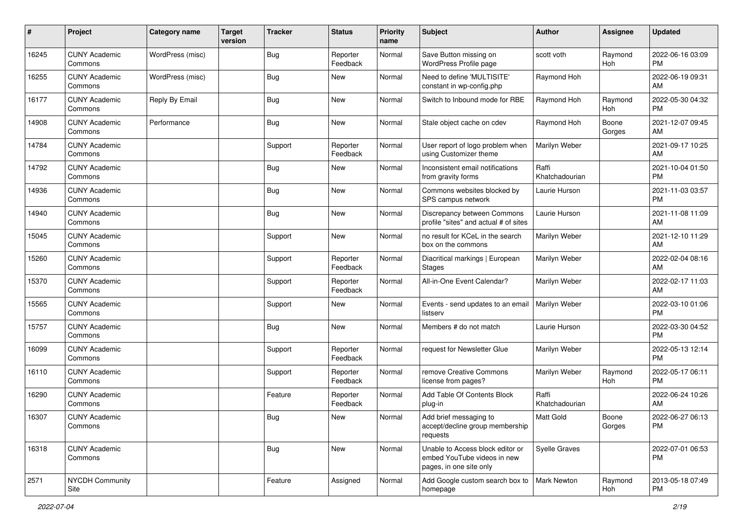| # | Project | Category name | Target version | Tracker | Status | Priority name | Subject | Author | Assignee | Updated |
|---|---|---|---|---|---|---|---|---|---|---|
| 16245 | CUNY Academic Commons | WordPress (misc) | | Bug | Reporter Feedback | Normal | Save Button missing on WordPress Profile page | scott voth | Raymond Hoh | 2022-06-16 03:09 PM |
| 16255 | CUNY Academic Commons | WordPress (misc) | | Bug | New | Normal | Need to define 'MULTISITE' constant in wp-config.php | Raymond Hoh | | 2022-06-19 09:31 AM |
| 16177 | CUNY Academic Commons | Reply By Email | | Bug | New | Normal | Switch to Inbound mode for RBE | Raymond Hoh | Raymond Hoh | 2022-05-30 04:32 PM |
| 14908 | CUNY Academic Commons | Performance | | Bug | New | Normal | Stale object cache on cdev | Raymond Hoh | Boone Gorges | 2021-12-07 09:45 AM |
| 14784 | CUNY Academic Commons | | | Support | Reporter Feedback | Normal | User report of logo problem when using Customizer theme | Marilyn Weber | | 2021-09-17 10:25 AM |
| 14792 | CUNY Academic Commons | | | Bug | New | Normal | Inconsistent email notifications from gravity forms | Raffi Khatchadourian | | 2021-10-04 01:50 PM |
| 14936 | CUNY Academic Commons | | | Bug | New | Normal | Commons websites blocked by SPS campus network | Laurie Hurson | | 2021-11-03 03:57 PM |
| 14940 | CUNY Academic Commons | | | Bug | New | Normal | Discrepancy between Commons profile "sites" and actual # of sites | Laurie Hurson | | 2021-11-08 11:09 AM |
| 15045 | CUNY Academic Commons | | | Support | New | Normal | no result for KCeL in the search box on the commons | Marilyn Weber | | 2021-12-10 11:29 AM |
| 15260 | CUNY Academic Commons | | | Support | Reporter Feedback | Normal | Diacritical markings \| European Stages | Marilyn Weber | | 2022-02-04 08:16 AM |
| 15370 | CUNY Academic Commons | | | Support | Reporter Feedback | Normal | All-in-One Event Calendar? | Marilyn Weber | | 2022-02-17 11:03 AM |
| 15565 | CUNY Academic Commons | | | Support | New | Normal | Events - send updates to an email listserv | Marilyn Weber | | 2022-03-10 01:06 PM |
| 15757 | CUNY Academic Commons | | | Bug | New | Normal | Members # do not match | Laurie Hurson | | 2022-03-30 04:52 PM |
| 16099 | CUNY Academic Commons | | | Support | Reporter Feedback | Normal | request for Newsletter Glue | Marilyn Weber | | 2022-05-13 12:14 PM |
| 16110 | CUNY Academic Commons | | | Support | Reporter Feedback | Normal | remove Creative Commons license from pages? | Marilyn Weber | Raymond Hoh | 2022-05-17 06:11 PM |
| 16290 | CUNY Academic Commons | | | Feature | Reporter Feedback | Normal | Add Table Of Contents Block plug-in | Raffi Khatchadourian | | 2022-06-24 10:26 AM |
| 16307 | CUNY Academic Commons | | | Bug | New | Normal | Add brief messaging to accept/decline group membership requests | Matt Gold | Boone Gorges | 2022-06-27 06:13 PM |
| 16318 | CUNY Academic Commons | | | Bug | New | Normal | Unable to Access block editor or embed YouTube videos in new pages, in one site only | Syelle Graves | | 2022-07-01 06:53 PM |
| 2571 | NYCDH Community Site | | | Feature | Assigned | Normal | Add Google custom search box to homepage | Mark Newton | Raymond Hoh | 2013-05-18 07:49 PM |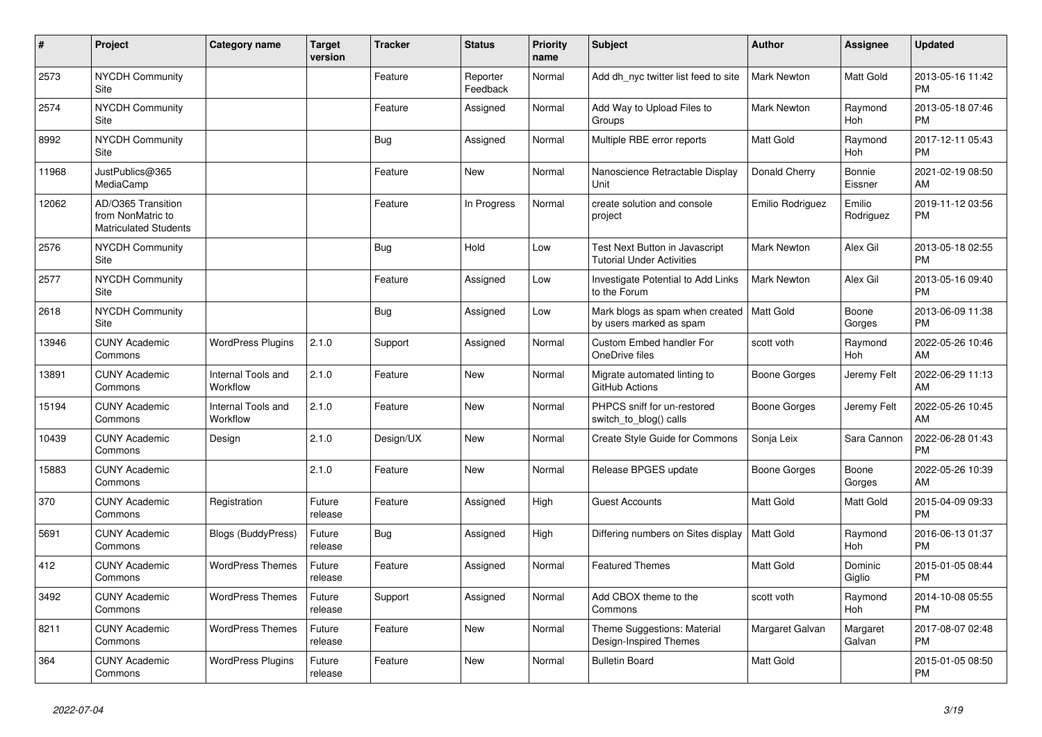| # | Project | Category name | Target version | Tracker | Status | Priority name | Subject | Author | Assignee | Updated |
|---|---|---|---|---|---|---|---|---|---|---|
| 2573 | NYCDH Community Site | | | Feature | Reporter Feedback | Normal | Add dh_nyc twitter list feed to site | Mark Newton | Matt Gold | 2013-05-16 11:42 PM |
| 2574 | NYCDH Community Site | | | Feature | Assigned | Normal | Add Way to Upload Files to Groups | Mark Newton | Raymond Hoh | 2013-05-18 07:46 PM |
| 8992 | NYCDH Community Site | | | Bug | Assigned | Normal | Multiple RBE error reports | Matt Gold | Raymond Hoh | 2017-12-11 05:43 PM |
| 11968 | JustPublics@365 MediaCamp | | | Feature | New | Normal | Nanoscience Retractable Display Unit | Donald Cherry | Bonnie Eissner | 2021-02-19 08:50 AM |
| 12062 | AD/O365 Transition from NonMatric to Matriculated Students | | | Feature | In Progress | Normal | create solution and console project | Emilio Rodriguez | Emilio Rodriguez | 2019-11-12 03:56 PM |
| 2576 | NYCDH Community Site | | | Bug | Hold | Low | Test Next Button in Javascript Tutorial Under Activities | Mark Newton | Alex Gil | 2013-05-18 02:55 PM |
| 2577 | NYCDH Community Site | | | Feature | Assigned | Low | Investigate Potential to Add Links to the Forum | Mark Newton | Alex Gil | 2013-05-16 09:40 PM |
| 2618 | NYCDH Community Site | | | Bug | Assigned | Low | Mark blogs as spam when created by users marked as spam | Matt Gold | Boone Gorges | 2013-06-09 11:38 PM |
| 13946 | CUNY Academic Commons | WordPress Plugins | 2.1.0 | Support | Assigned | Normal | Custom Embed handler For OneDrive files | scott voth | Raymond Hoh | 2022-05-26 10:46 AM |
| 13891 | CUNY Academic Commons | Internal Tools and Workflow | 2.1.0 | Feature | New | Normal | Migrate automated linting to GitHub Actions | Boone Gorges | Jeremy Felt | 2022-06-29 11:13 AM |
| 15194 | CUNY Academic Commons | Internal Tools and Workflow | 2.1.0 | Feature | New | Normal | PHPCS sniff for un-restored switch_to_blog() calls | Boone Gorges | Jeremy Felt | 2022-05-26 10:45 AM |
| 10439 | CUNY Academic Commons | Design | 2.1.0 | Design/UX | New | Normal | Create Style Guide for Commons | Sonja Leix | Sara Cannon | 2022-06-28 01:43 PM |
| 15883 | CUNY Academic Commons | | 2.1.0 | Feature | New | Normal | Release BPGES update | Boone Gorges | Boone Gorges | 2022-05-26 10:39 AM |
| 370 | CUNY Academic Commons | Registration | Future release | Feature | Assigned | High | Guest Accounts | Matt Gold | Matt Gold | 2015-04-09 09:33 PM |
| 5691 | CUNY Academic Commons | Blogs (BuddyPress) | Future release | Bug | Assigned | High | Differing numbers on Sites display | Matt Gold | Raymond Hoh | 2016-06-13 01:37 PM |
| 412 | CUNY Academic Commons | WordPress Themes | Future release | Feature | Assigned | Normal | Featured Themes | Matt Gold | Dominic Giglio | 2015-01-05 08:44 PM |
| 3492 | CUNY Academic Commons | WordPress Themes | Future release | Support | Assigned | Normal | Add CBOX theme to the Commons | scott voth | Raymond Hoh | 2014-10-08 05:55 PM |
| 8211 | CUNY Academic Commons | WordPress Themes | Future release | Feature | New | Normal | Theme Suggestions: Material Design-Inspired Themes | Margaret Galvan | Margaret Galvan | 2017-08-07 02:48 PM |
| 364 | CUNY Academic Commons | WordPress Plugins | Future release | Feature | New | Normal | Bulletin Board | Matt Gold | | 2015-01-05 08:50 PM |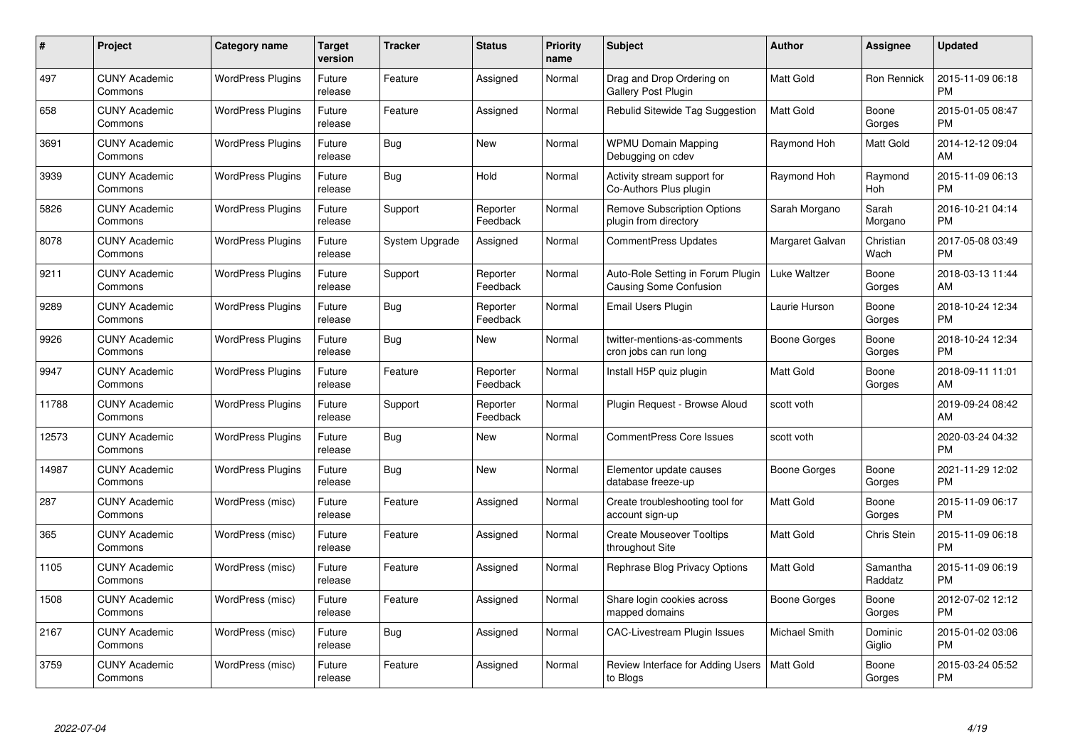| # | Project | Category name | Target version | Tracker | Status | Priority name | Subject | Author | Assignee | Updated |
|---|---|---|---|---|---|---|---|---|---|---|
| 497 | CUNY Academic Commons | WordPress Plugins | Future release | Feature | Assigned | Normal | Drag and Drop Ordering on Gallery Post Plugin | Matt Gold | Ron Rennick | 2015-11-09 06:18 PM |
| 658 | CUNY Academic Commons | WordPress Plugins | Future release | Feature | Assigned | Normal | Rebulid Sitewide Tag Suggestion | Matt Gold | Boone Gorges | 2015-01-05 08:47 PM |
| 3691 | CUNY Academic Commons | WordPress Plugins | Future release | Bug | New | Normal | WPMU Domain Mapping Debugging on cdev | Raymond Hoh | Matt Gold | 2014-12-12 09:04 AM |
| 3939 | CUNY Academic Commons | WordPress Plugins | Future release | Bug | Hold | Normal | Activity stream support for Co-Authors Plus plugin | Raymond Hoh | Raymond Hoh | 2015-11-09 06:13 PM |
| 5826 | CUNY Academic Commons | WordPress Plugins | Future release | Support | Reporter Feedback | Normal | Remove Subscription Options plugin from directory | Sarah Morgano | Sarah Morgano | 2016-10-21 04:14 PM |
| 8078 | CUNY Academic Commons | WordPress Plugins | Future release | System Upgrade | Assigned | Normal | CommentPress Updates | Margaret Galvan | Christian Wach | 2017-05-08 03:49 PM |
| 9211 | CUNY Academic Commons | WordPress Plugins | Future release | Support | Reporter Feedback | Normal | Auto-Role Setting in Forum Plugin Causing Some Confusion | Luke Waltzer | Boone Gorges | 2018-03-13 11:44 AM |
| 9289 | CUNY Academic Commons | WordPress Plugins | Future release | Bug | Reporter Feedback | Normal | Email Users Plugin | Laurie Hurson | Boone Gorges | 2018-10-24 12:34 PM |
| 9926 | CUNY Academic Commons | WordPress Plugins | Future release | Bug | New | Normal | twitter-mentions-as-comments cron jobs can run long | Boone Gorges | Boone Gorges | 2018-10-24 12:34 PM |
| 9947 | CUNY Academic Commons | WordPress Plugins | Future release | Feature | Reporter Feedback | Normal | Install H5P quiz plugin | Matt Gold | Boone Gorges | 2018-09-11 11:01 AM |
| 11788 | CUNY Academic Commons | WordPress Plugins | Future release | Support | Reporter Feedback | Normal | Plugin Request - Browse Aloud | scott voth | | 2019-09-24 08:42 AM |
| 12573 | CUNY Academic Commons | WordPress Plugins | Future release | Bug | New | Normal | CommentPress Core Issues | scott voth | | 2020-03-24 04:32 PM |
| 14987 | CUNY Academic Commons | WordPress Plugins | Future release | Bug | New | Normal | Elementor update causes database freeze-up | Boone Gorges | Boone Gorges | 2021-11-29 12:02 PM |
| 287 | CUNY Academic Commons | WordPress (misc) | Future release | Feature | Assigned | Normal | Create troubleshooting tool for account sign-up | Matt Gold | Boone Gorges | 2015-11-09 06:17 PM |
| 365 | CUNY Academic Commons | WordPress (misc) | Future release | Feature | Assigned | Normal | Create Mouseover Tooltips throughout Site | Matt Gold | Chris Stein | 2015-11-09 06:18 PM |
| 1105 | CUNY Academic Commons | WordPress (misc) | Future release | Feature | Assigned | Normal | Rephrase Blog Privacy Options | Matt Gold | Samantha Raddatz | 2015-11-09 06:19 PM |
| 1508 | CUNY Academic Commons | WordPress (misc) | Future release | Feature | Assigned | Normal | Share login cookies across mapped domains | Boone Gorges | Boone Gorges | 2012-07-02 12:12 PM |
| 2167 | CUNY Academic Commons | WordPress (misc) | Future release | Bug | Assigned | Normal | CAC-Livestream Plugin Issues | Michael Smith | Dominic Giglio | 2015-01-02 03:06 PM |
| 3759 | CUNY Academic Commons | WordPress (misc) | Future release | Feature | Assigned | Normal | Review Interface for Adding Users to Blogs | Matt Gold | Boone Gorges | 2015-03-24 05:52 PM |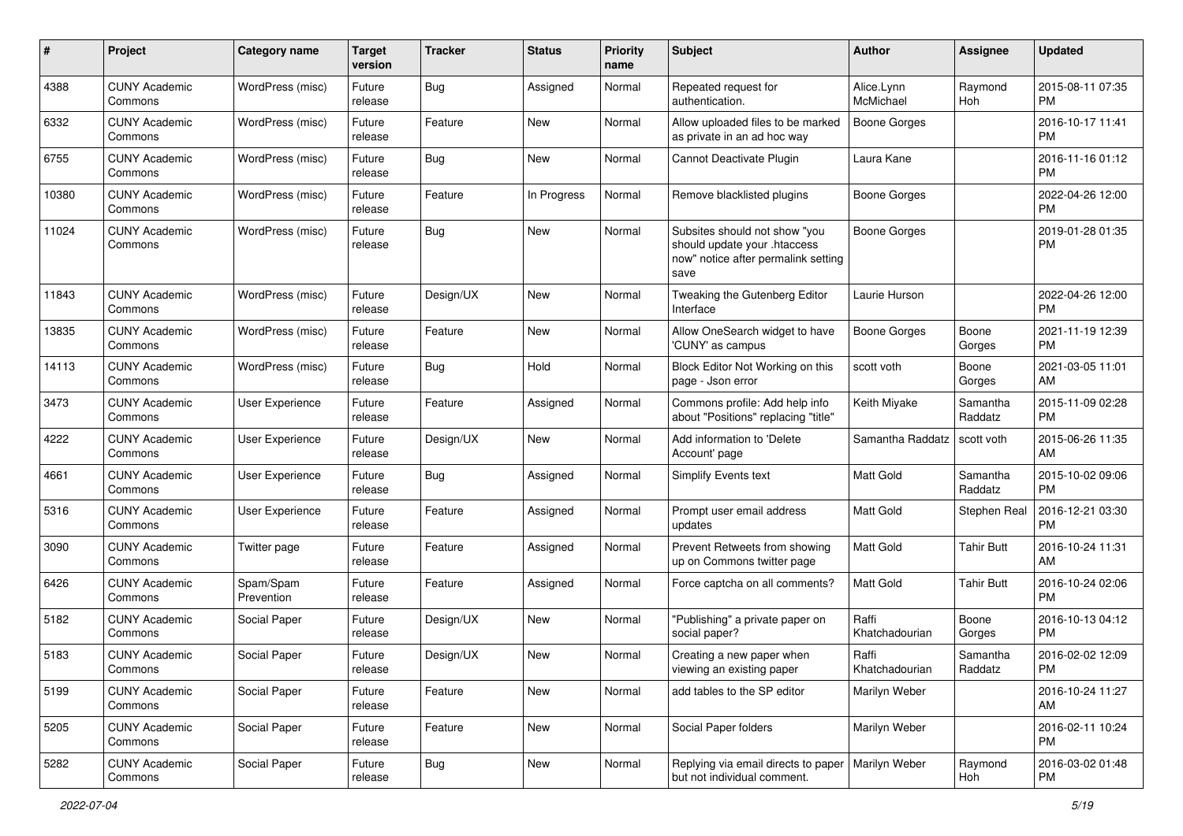| # | Project | Category name | Target version | Tracker | Status | Priority name | Subject | Author | Assignee | Updated |
|---|---|---|---|---|---|---|---|---|---|---|
| 4388 | CUNY Academic Commons | WordPress (misc) | Future release | Bug | Assigned | Normal | Repeated request for authentication. | Alice.Lynn McMichael | Raymond Hoh | 2015-08-11 07:35 PM |
| 6332 | CUNY Academic Commons | WordPress (misc) | Future release | Feature | New | Normal | Allow uploaded files to be marked as private in an ad hoc way | Boone Gorges | | 2016-10-17 11:41 PM |
| 6755 | CUNY Academic Commons | WordPress (misc) | Future release | Bug | New | Normal | Cannot Deactivate Plugin | Laura Kane | | 2016-11-16 01:12 PM |
| 10380 | CUNY Academic Commons | WordPress (misc) | Future release | Feature | In Progress | Normal | Remove blacklisted plugins | Boone Gorges | | 2022-04-26 12:00 PM |
| 11024 | CUNY Academic Commons | WordPress (misc) | Future release | Bug | New | Normal | Subsites should not show "you should update your .htaccess now" notice after permalink setting save | Boone Gorges | | 2019-01-28 01:35 PM |
| 11843 | CUNY Academic Commons | WordPress (misc) | Future release | Design/UX | New | Normal | Tweaking the Gutenberg Editor Interface | Laurie Hurson | | 2022-04-26 12:00 PM |
| 13835 | CUNY Academic Commons | WordPress (misc) | Future release | Feature | New | Normal | Allow OneSearch widget to have 'CUNY' as campus | Boone Gorges | Boone Gorges | 2021-11-19 12:39 PM |
| 14113 | CUNY Academic Commons | WordPress (misc) | Future release | Bug | Hold | Normal | Block Editor Not Working on this page - Json error | scott voth | Boone Gorges | 2021-03-05 11:01 AM |
| 3473 | CUNY Academic Commons | User Experience | Future release | Feature | Assigned | Normal | Commons profile: Add help info about "Positions" replacing "title" | Keith Miyake | Samantha Raddatz | 2015-11-09 02:28 PM |
| 4222 | CUNY Academic Commons | User Experience | Future release | Design/UX | New | Normal | Add information to 'Delete Account' page | Samantha Raddatz | scott voth | 2015-06-26 11:35 AM |
| 4661 | CUNY Academic Commons | User Experience | Future release | Bug | Assigned | Normal | Simplify Events text | Matt Gold | Samantha Raddatz | 2015-10-02 09:06 PM |
| 5316 | CUNY Academic Commons | User Experience | Future release | Feature | Assigned | Normal | Prompt user email address updates | Matt Gold | Stephen Real | 2016-12-21 03:30 PM |
| 3090 | CUNY Academic Commons | Twitter page | Future release | Feature | Assigned | Normal | Prevent Retweets from showing up on Commons twitter page | Matt Gold | Tahir Butt | 2016-10-24 11:31 AM |
| 6426 | CUNY Academic Commons | Spam/Spam Prevention | Future release | Feature | Assigned | Normal | Force captcha on all comments? | Matt Gold | Tahir Butt | 2016-10-24 02:06 PM |
| 5182 | CUNY Academic Commons | Social Paper | Future release | Design/UX | New | Normal | "Publishing" a private paper on social paper? | Raffi Khatchadourian | Boone Gorges | 2016-10-13 04:12 PM |
| 5183 | CUNY Academic Commons | Social Paper | Future release | Design/UX | New | Normal | Creating a new paper when viewing an existing paper | Raffi Khatchadourian | Samantha Raddatz | 2016-02-02 12:09 PM |
| 5199 | CUNY Academic Commons | Social Paper | Future release | Feature | New | Normal | add tables to the SP editor | Marilyn Weber | | 2016-10-24 11:27 AM |
| 5205 | CUNY Academic Commons | Social Paper | Future release | Feature | New | Normal | Social Paper folders | Marilyn Weber | | 2016-02-11 10:24 PM |
| 5282 | CUNY Academic Commons | Social Paper | Future release | Bug | New | Normal | Replying via email directs to paper but not individual comment. | Marilyn Weber | Raymond Hoh | 2016-03-02 01:48 PM |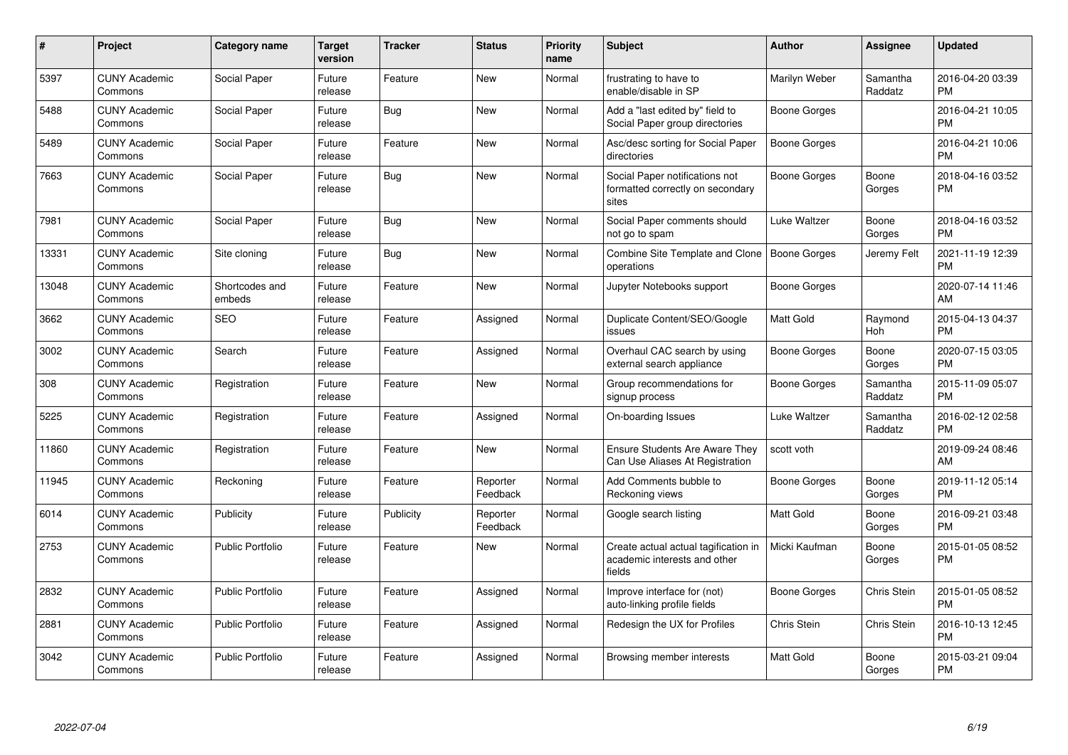| # | Project | Category name | Target version | Tracker | Status | Priority name | Subject | Author | Assignee | Updated |
|---|---|---|---|---|---|---|---|---|---|---|
| 5397 | CUNY Academic Commons | Social Paper | Future release | Feature | New | Normal | frustrating to have to enable/disable in SP | Marilyn Weber | Samantha Raddatz | 2016-04-20 03:39 PM |
| 5488 | CUNY Academic Commons | Social Paper | Future release | Bug | New | Normal | Add a "last edited by" field to Social Paper group directories | Boone Gorges | | 2016-04-21 10:05 PM |
| 5489 | CUNY Academic Commons | Social Paper | Future release | Feature | New | Normal | Asc/desc sorting for Social Paper directories | Boone Gorges | | 2016-04-21 10:06 PM |
| 7663 | CUNY Academic Commons | Social Paper | Future release | Bug | New | Normal | Social Paper notifications not formatted correctly on secondary sites | Boone Gorges | Boone Gorges | 2018-04-16 03:52 PM |
| 7981 | CUNY Academic Commons | Social Paper | Future release | Bug | New | Normal | Social Paper comments should not go to spam | Luke Waltzer | Boone Gorges | 2018-04-16 03:52 PM |
| 13331 | CUNY Academic Commons | Site cloning | Future release | Bug | New | Normal | Combine Site Template and Clone operations | Boone Gorges | Jeremy Felt | 2021-11-19 12:39 PM |
| 13048 | CUNY Academic Commons | Shortcodes and embeds | Future release | Feature | New | Normal | Jupyter Notebooks support | Boone Gorges | | 2020-07-14 11:46 AM |
| 3662 | CUNY Academic Commons | SEO | Future release | Feature | Assigned | Normal | Duplicate Content/SEO/Google issues | Matt Gold | Raymond Hoh | 2015-04-13 04:37 PM |
| 3002 | CUNY Academic Commons | Search | Future release | Feature | Assigned | Normal | Overhaul CAC search by using external search appliance | Boone Gorges | Boone Gorges | 2020-07-15 03:05 PM |
| 308 | CUNY Academic Commons | Registration | Future release | Feature | New | Normal | Group recommendations for signup process | Boone Gorges | Samantha Raddatz | 2015-11-09 05:07 PM |
| 5225 | CUNY Academic Commons | Registration | Future release | Feature | Assigned | Normal | On-boarding Issues | Luke Waltzer | Samantha Raddatz | 2016-02-12 02:58 PM |
| 11860 | CUNY Academic Commons | Registration | Future release | Feature | New | Normal | Ensure Students Are Aware They Can Use Aliases At Registration | scott voth | | 2019-09-24 08:46 AM |
| 11945 | CUNY Academic Commons | Reckoning | Future release | Feature | Reporter Feedback | Normal | Add Comments bubble to Reckoning views | Boone Gorges | Boone Gorges | 2019-11-12 05:14 PM |
| 6014 | CUNY Academic Commons | Publicity | Future release | Publicity | Reporter Feedback | Normal | Google search listing | Matt Gold | Boone Gorges | 2016-09-21 03:48 PM |
| 2753 | CUNY Academic Commons | Public Portfolio | Future release | Feature | New | Normal | Create actual actual tagification in academic interests and other fields | Micki Kaufman | Boone Gorges | 2015-01-05 08:52 PM |
| 2832 | CUNY Academic Commons | Public Portfolio | Future release | Feature | Assigned | Normal | Improve interface for (not) auto-linking profile fields | Boone Gorges | Chris Stein | 2015-01-05 08:52 PM |
| 2881 | CUNY Academic Commons | Public Portfolio | Future release | Feature | Assigned | Normal | Redesign the UX for Profiles | Chris Stein | Chris Stein | 2016-10-13 12:45 PM |
| 3042 | CUNY Academic Commons | Public Portfolio | Future release | Feature | Assigned | Normal | Browsing member interests | Matt Gold | Boone Gorges | 2015-03-21 09:04 PM |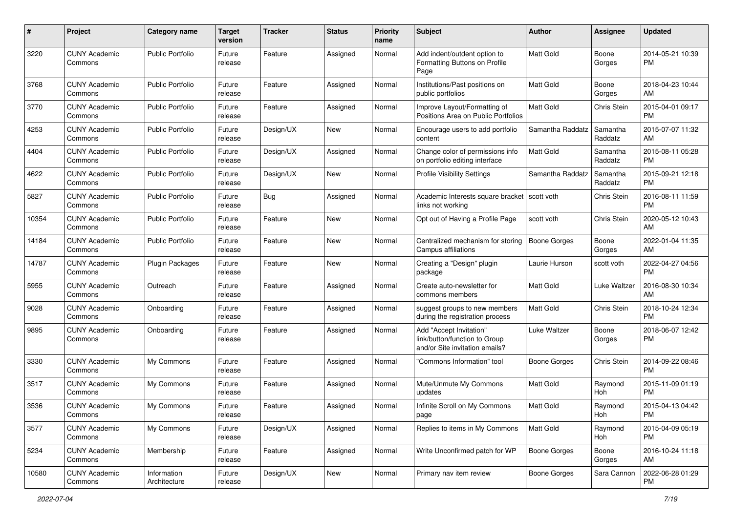| # | Project | Category name | Target version | Tracker | Status | Priority name | Subject | Author | Assignee | Updated |
|---|---|---|---|---|---|---|---|---|---|---|
| 3220 | CUNY Academic Commons | Public Portfolio | Future release | Feature | Assigned | Normal | Add indent/outdent option to Formatting Buttons on Profile Page | Matt Gold | Boone Gorges | 2014-05-21 10:39 PM |
| 3768 | CUNY Academic Commons | Public Portfolio | Future release | Feature | Assigned | Normal | Institutions/Past positions on public portfolios | Matt Gold | Boone Gorges | 2018-04-23 10:44 AM |
| 3770 | CUNY Academic Commons | Public Portfolio | Future release | Feature | Assigned | Normal | Improve Layout/Formatting of Positions Area on Public Portfolios | Matt Gold | Chris Stein | 2015-04-01 09:17 PM |
| 4253 | CUNY Academic Commons | Public Portfolio | Future release | Design/UX | New | Normal | Encourage users to add portfolio content | Samantha Raddatz | Samantha Raddatz | 2015-07-07 11:32 AM |
| 4404 | CUNY Academic Commons | Public Portfolio | Future release | Design/UX | Assigned | Normal | Change color of permissions info on portfolio editing interface | Matt Gold | Samantha Raddatz | 2015-08-11 05:28 PM |
| 4622 | CUNY Academic Commons | Public Portfolio | Future release | Design/UX | New | Normal | Profile Visibility Settings | Samantha Raddatz | Samantha Raddatz | 2015-09-21 12:18 PM |
| 5827 | CUNY Academic Commons | Public Portfolio | Future release | Bug | Assigned | Normal | Academic Interests square bracket links not working | scott voth | Chris Stein | 2016-08-11 11:59 PM |
| 10354 | CUNY Academic Commons | Public Portfolio | Future release | Feature | New | Normal | Opt out of Having a Profile Page | scott voth | Chris Stein | 2020-05-12 10:43 AM |
| 14184 | CUNY Academic Commons | Public Portfolio | Future release | Feature | New | Normal | Centralized mechanism for storing Campus affiliations | Boone Gorges | Boone Gorges | 2022-01-04 11:35 AM |
| 14787 | CUNY Academic Commons | Plugin Packages | Future release | Feature | New | Normal | Creating a "Design" plugin package | Laurie Hurson | scott voth | 2022-04-27 04:56 PM |
| 5955 | CUNY Academic Commons | Outreach | Future release | Feature | Assigned | Normal | Create auto-newsletter for commons members | Matt Gold | Luke Waltzer | 2016-08-30 10:34 AM |
| 9028 | CUNY Academic Commons | Onboarding | Future release | Feature | Assigned | Normal | suggest groups to new members during the registration process | Matt Gold | Chris Stein | 2018-10-24 12:34 PM |
| 9895 | CUNY Academic Commons | Onboarding | Future release | Feature | Assigned | Normal | Add "Accept Invitation" link/button/function to Group and/or Site invitation emails? | Luke Waltzer | Boone Gorges | 2018-06-07 12:42 PM |
| 3330 | CUNY Academic Commons | My Commons | Future release | Feature | Assigned | Normal | "Commons Information" tool | Boone Gorges | Chris Stein | 2014-09-22 08:46 PM |
| 3517 | CUNY Academic Commons | My Commons | Future release | Feature | Assigned | Normal | Mute/Unmute My Commons updates | Matt Gold | Raymond Hoh | 2015-11-09 01:19 PM |
| 3536 | CUNY Academic Commons | My Commons | Future release | Feature | Assigned | Normal | Infinite Scroll on My Commons page | Matt Gold | Raymond Hoh | 2015-04-13 04:42 PM |
| 3577 | CUNY Academic Commons | My Commons | Future release | Design/UX | Assigned | Normal | Replies to items in My Commons | Matt Gold | Raymond Hoh | 2015-04-09 05:19 PM |
| 5234 | CUNY Academic Commons | Membership | Future release | Feature | Assigned | Normal | Write Unconfirmed patch for WP | Boone Gorges | Boone Gorges | 2016-10-24 11:18 AM |
| 10580 | CUNY Academic Commons | Information Architecture | Future release | Design/UX | New | Normal | Primary nav item review | Boone Gorges | Sara Cannon | 2022-06-28 01:29 PM |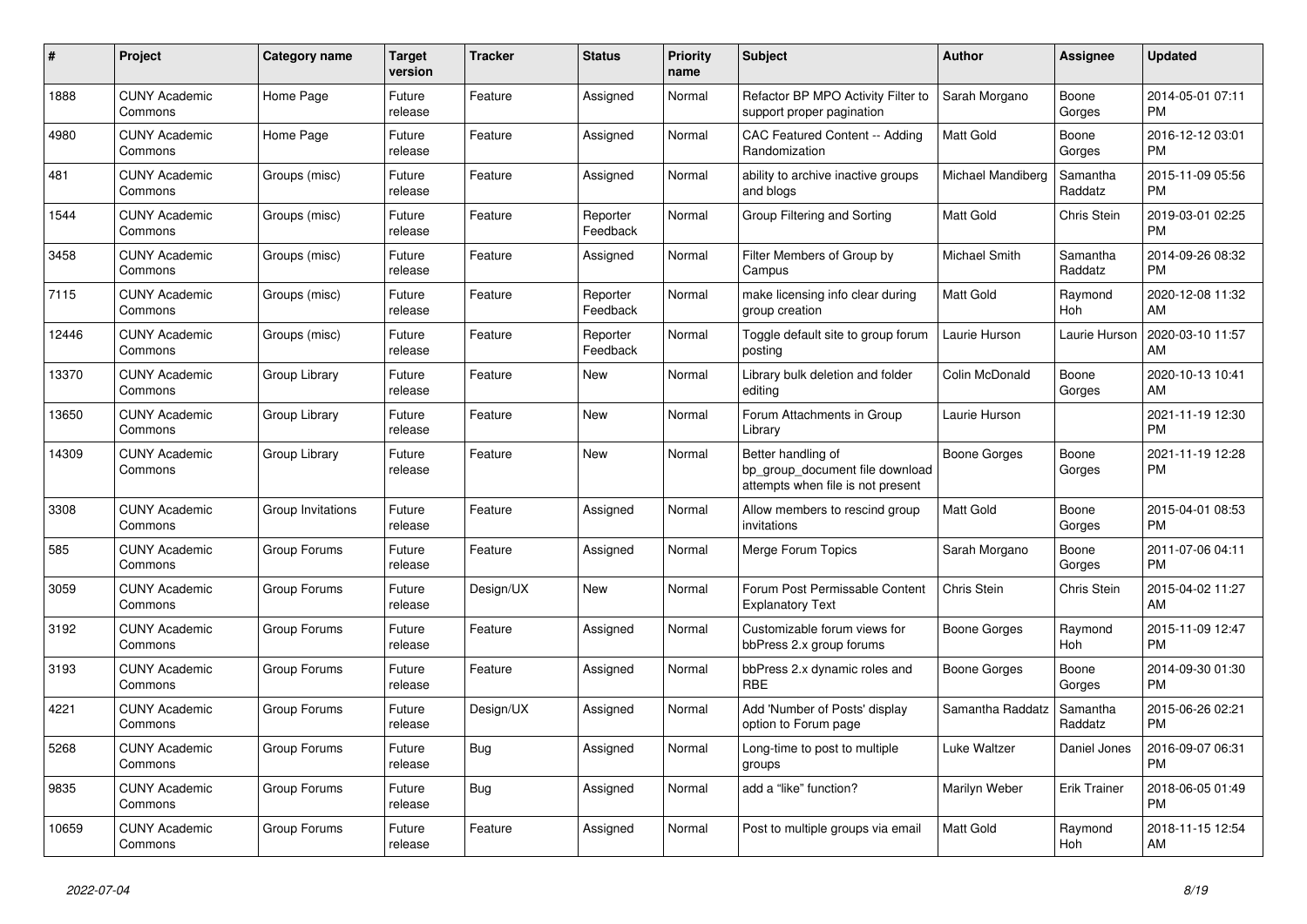| # | Project | Category name | Target version | Tracker | Status | Priority name | Subject | Author | Assignee | Updated |
|---|---|---|---|---|---|---|---|---|---|---|
| 1888 | CUNY Academic Commons | Home Page | Future release | Feature | Assigned | Normal | Refactor BP MPO Activity Filter to support proper pagination | Sarah Morgano | Boone Gorges | 2014-05-01 07:11 PM |
| 4980 | CUNY Academic Commons | Home Page | Future release | Feature | Assigned | Normal | CAC Featured Content -- Adding Randomization | Matt Gold | Boone Gorges | 2016-12-12 03:01 PM |
| 481 | CUNY Academic Commons | Groups (misc) | Future release | Feature | Assigned | Normal | ability to archive inactive groups and blogs | Michael Mandiberg | Samantha Raddatz | 2015-11-09 05:56 PM |
| 1544 | CUNY Academic Commons | Groups (misc) | Future release | Feature | Reporter Feedback | Normal | Group Filtering and Sorting | Matt Gold | Chris Stein | 2019-03-01 02:25 PM |
| 3458 | CUNY Academic Commons | Groups (misc) | Future release | Feature | Assigned | Normal | Filter Members of Group by Campus | Michael Smith | Samantha Raddatz | 2014-09-26 08:32 PM |
| 7115 | CUNY Academic Commons | Groups (misc) | Future release | Feature | Reporter Feedback | Normal | make licensing info clear during group creation | Matt Gold | Raymond Hoh | 2020-12-08 11:32 AM |
| 12446 | CUNY Academic Commons | Groups (misc) | Future release | Feature | Reporter Feedback | Normal | Toggle default site to group forum posting | Laurie Hurson | Laurie Hurson | 2020-03-10 11:57 AM |
| 13370 | CUNY Academic Commons | Group Library | Future release | Feature | New | Normal | Library bulk deletion and folder editing | Colin McDonald | Boone Gorges | 2020-10-13 10:41 AM |
| 13650 | CUNY Academic Commons | Group Library | Future release | Feature | New | Normal | Forum Attachments in Group Library | Laurie Hurson | | 2021-11-19 12:30 PM |
| 14309 | CUNY Academic Commons | Group Library | Future release | Feature | New | Normal | Better handling of bp_group_document file download attempts when file is not present | Boone Gorges | Boone Gorges | 2021-11-19 12:28 PM |
| 3308 | CUNY Academic Commons | Group Invitations | Future release | Feature | Assigned | Normal | Allow members to rescind group invitations | Matt Gold | Boone Gorges | 2015-04-01 08:53 PM |
| 585 | CUNY Academic Commons | Group Forums | Future release | Feature | Assigned | Normal | Merge Forum Topics | Sarah Morgano | Boone Gorges | 2011-07-06 04:11 PM |
| 3059 | CUNY Academic Commons | Group Forums | Future release | Design/UX | New | Normal | Forum Post Permissable Content Explanatory Text | Chris Stein | Chris Stein | 2015-04-02 11:27 AM |
| 3192 | CUNY Academic Commons | Group Forums | Future release | Feature | Assigned | Normal | Customizable forum views for bbPress 2.x group forums | Boone Gorges | Raymond Hoh | 2015-11-09 12:47 PM |
| 3193 | CUNY Academic Commons | Group Forums | Future release | Feature | Assigned | Normal | bbPress 2.x dynamic roles and RBE | Boone Gorges | Boone Gorges | 2014-09-30 01:30 PM |
| 4221 | CUNY Academic Commons | Group Forums | Future release | Design/UX | Assigned | Normal | Add 'Number of Posts' display option to Forum page | Samantha Raddatz | Samantha Raddatz | 2015-06-26 02:21 PM |
| 5268 | CUNY Academic Commons | Group Forums | Future release | Bug | Assigned | Normal | Long-time to post to multiple groups | Luke Waltzer | Daniel Jones | 2016-09-07 06:31 PM |
| 9835 | CUNY Academic Commons | Group Forums | Future release | Bug | Assigned | Normal | add a "like" function? | Marilyn Weber | Erik Trainer | 2018-06-05 01:49 PM |
| 10659 | CUNY Academic Commons | Group Forums | Future release | Feature | Assigned | Normal | Post to multiple groups via email | Matt Gold | Raymond Hoh | 2018-11-15 12:54 AM |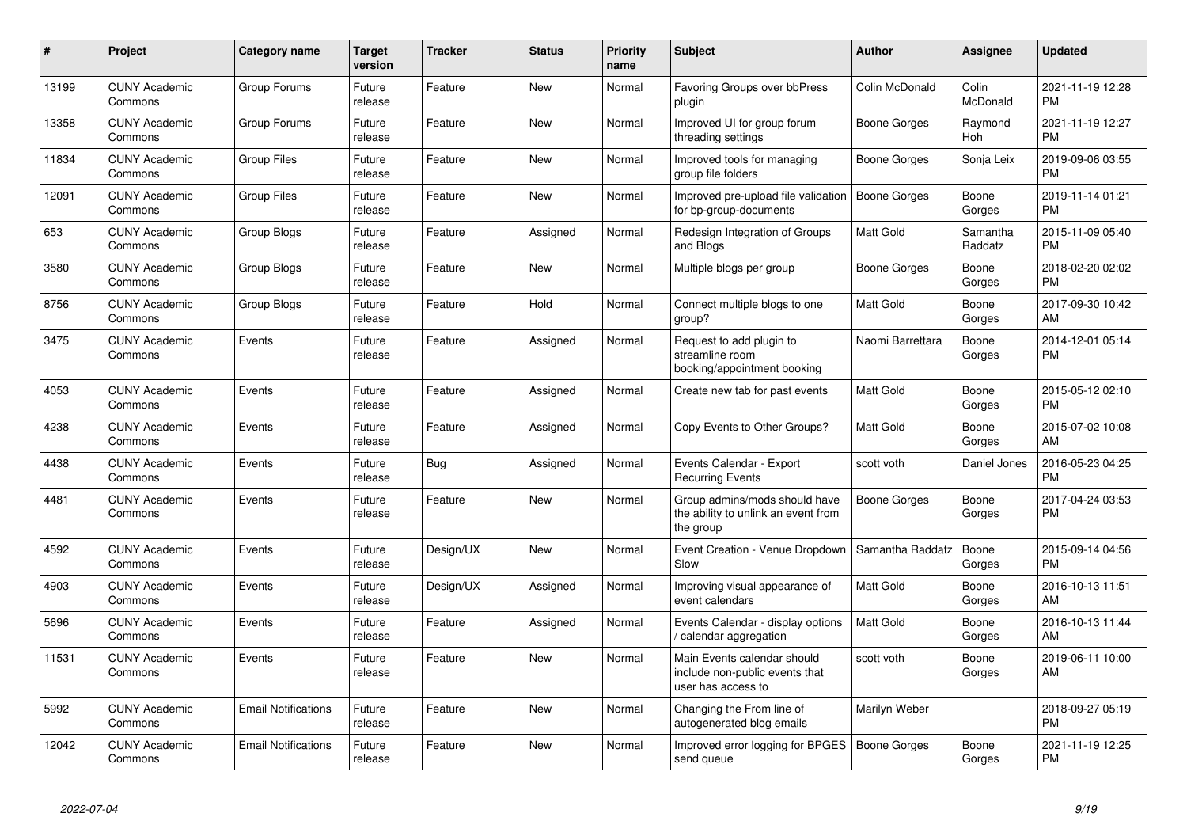| # | Project | Category name | Target version | Tracker | Status | Priority name | Subject | Author | Assignee | Updated |
|---|---|---|---|---|---|---|---|---|---|---|
| 13199 | CUNY Academic Commons | Group Forums | Future release | Feature | New | Normal | Favoring Groups over bbPress plugin | Colin McDonald | Colin McDonald | 2021-11-19 12:28 PM |
| 13358 | CUNY Academic Commons | Group Forums | Future release | Feature | New | Normal | Improved UI for group forum threading settings | Boone Gorges | Raymond Hoh | 2021-11-19 12:27 PM |
| 11834 | CUNY Academic Commons | Group Files | Future release | Feature | New | Normal | Improved tools for managing group file folders | Boone Gorges | Sonja Leix | 2019-09-06 03:55 PM |
| 12091 | CUNY Academic Commons | Group Files | Future release | Feature | New | Normal | Improved pre-upload file validation for bp-group-documents | Boone Gorges | Boone Gorges | 2019-11-14 01:21 PM |
| 653 | CUNY Academic Commons | Group Blogs | Future release | Feature | Assigned | Normal | Redesign Integration of Groups and Blogs | Matt Gold | Samantha Raddatz | 2015-11-09 05:40 PM |
| 3580 | CUNY Academic Commons | Group Blogs | Future release | Feature | New | Normal | Multiple blogs per group | Boone Gorges | Boone Gorges | 2018-02-20 02:02 PM |
| 8756 | CUNY Academic Commons | Group Blogs | Future release | Feature | Hold | Normal | Connect multiple blogs to one group? | Matt Gold | Boone Gorges | 2017-09-30 10:42 AM |
| 3475 | CUNY Academic Commons | Events | Future release | Feature | Assigned | Normal | Request to add plugin to streamline room booking/appointment booking | Naomi Barrettara | Boone Gorges | 2014-12-01 05:14 PM |
| 4053 | CUNY Academic Commons | Events | Future release | Feature | Assigned | Normal | Create new tab for past events | Matt Gold | Boone Gorges | 2015-05-12 02:10 PM |
| 4238 | CUNY Academic Commons | Events | Future release | Feature | Assigned | Normal | Copy Events to Other Groups? | Matt Gold | Boone Gorges | 2015-07-02 10:08 AM |
| 4438 | CUNY Academic Commons | Events | Future release | Bug | Assigned | Normal | Events Calendar - Export Recurring Events | scott voth | Daniel Jones | 2016-05-23 04:25 PM |
| 4481 | CUNY Academic Commons | Events | Future release | Feature | New | Normal | Group admins/mods should have the ability to unlink an event from the group | Boone Gorges | Boone Gorges | 2017-04-24 03:53 PM |
| 4592 | CUNY Academic Commons | Events | Future release | Design/UX | New | Normal | Event Creation - Venue Dropdown Slow | Samantha Raddatz | Boone Gorges | 2015-09-14 04:56 PM |
| 4903 | CUNY Academic Commons | Events | Future release | Design/UX | Assigned | Normal | Improving visual appearance of event calendars | Matt Gold | Boone Gorges | 2016-10-13 11:51 AM |
| 5696 | CUNY Academic Commons | Events | Future release | Feature | Assigned | Normal | Events Calendar - display options / calendar aggregation | Matt Gold | Boone Gorges | 2016-10-13 11:44 AM |
| 11531 | CUNY Academic Commons | Events | Future release | Feature | New | Normal | Main Events calendar should include non-public events that user has access to | scott voth | Boone Gorges | 2019-06-11 10:00 AM |
| 5992 | CUNY Academic Commons | Email Notifications | Future release | Feature | New | Normal | Changing the From line of autogenerated blog emails | Marilyn Weber | | 2018-09-27 05:19 PM |
| 12042 | CUNY Academic Commons | Email Notifications | Future release | Feature | New | Normal | Improved error logging for BPGES send queue | Boone Gorges | Boone Gorges | 2021-11-19 12:25 PM |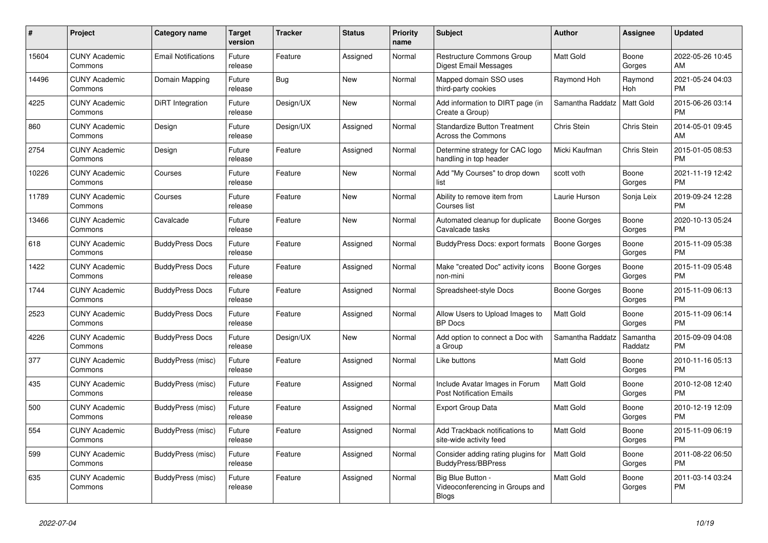| # | Project | Category name | Target version | Tracker | Status | Priority name | Subject | Author | Assignee | Updated |
|---|---|---|---|---|---|---|---|---|---|---|
| 15604 | CUNY Academic Commons | Email Notifications | Future release | Feature | Assigned | Normal | Restructure Commons Group Digest Email Messages | Matt Gold | Boone Gorges | 2022-05-26 10:45 AM |
| 14496 | CUNY Academic Commons | Domain Mapping | Future release | Bug | New | Normal | Mapped domain SSO uses third-party cookies | Raymond Hoh | Raymond Hoh | 2021-05-24 04:03 PM |
| 4225 | CUNY Academic Commons | DiRT Integration | Future release | Design/UX | New | Normal | Add information to DIRT page (in Create a Group) | Samantha Raddatz | Matt Gold | 2015-06-26 03:14 PM |
| 860 | CUNY Academic Commons | Design | Future release | Design/UX | Assigned | Normal | Standardize Button Treatment Across the Commons | Chris Stein | Chris Stein | 2014-05-01 09:45 AM |
| 2754 | CUNY Academic Commons | Design | Future release | Feature | Assigned | Normal | Determine strategy for CAC logo handling in top header | Micki Kaufman | Chris Stein | 2015-01-05 08:53 PM |
| 10226 | CUNY Academic Commons | Courses | Future release | Feature | New | Normal | Add "My Courses" to drop down list | scott voth | Boone Gorges | 2021-11-19 12:42 PM |
| 11789 | CUNY Academic Commons | Courses | Future release | Feature | New | Normal | Ability to remove item from Courses list | Laurie Hurson | Sonja Leix | 2019-09-24 12:28 PM |
| 13466 | CUNY Academic Commons | Cavalcade | Future release | Feature | New | Normal | Automated cleanup for duplicate Cavalcade tasks | Boone Gorges | Boone Gorges | 2020-10-13 05:24 PM |
| 618 | CUNY Academic Commons | BuddyPress Docs | Future release | Feature | Assigned | Normal | BuddyPress Docs: export formats | Boone Gorges | Boone Gorges | 2015-11-09 05:38 PM |
| 1422 | CUNY Academic Commons | BuddyPress Docs | Future release | Feature | Assigned | Normal | Make "created Doc" activity icons non-mini | Boone Gorges | Boone Gorges | 2015-11-09 05:48 PM |
| 1744 | CUNY Academic Commons | BuddyPress Docs | Future release | Feature | Assigned | Normal | Spreadsheet-style Docs | Boone Gorges | Boone Gorges | 2015-11-09 06:13 PM |
| 2523 | CUNY Academic Commons | BuddyPress Docs | Future release | Feature | Assigned | Normal | Allow Users to Upload Images to BP Docs | Matt Gold | Boone Gorges | 2015-11-09 06:14 PM |
| 4226 | CUNY Academic Commons | BuddyPress Docs | Future release | Design/UX | New | Normal | Add option to connect a Doc with a Group | Samantha Raddatz | Samantha Raddatz | 2015-09-09 04:08 PM |
| 377 | CUNY Academic Commons | BuddyPress (misc) | Future release | Feature | Assigned | Normal | Like buttons | Matt Gold | Boone Gorges | 2010-11-16 05:13 PM |
| 435 | CUNY Academic Commons | BuddyPress (misc) | Future release | Feature | Assigned | Normal | Include Avatar Images in Forum Post Notification Emails | Matt Gold | Boone Gorges | 2010-12-08 12:40 PM |
| 500 | CUNY Academic Commons | BuddyPress (misc) | Future release | Feature | Assigned | Normal | Export Group Data | Matt Gold | Boone Gorges | 2010-12-19 12:09 PM |
| 554 | CUNY Academic Commons | BuddyPress (misc) | Future release | Feature | Assigned | Normal | Add Trackback notifications to site-wide activity feed | Matt Gold | Boone Gorges | 2015-11-09 06:19 PM |
| 599 | CUNY Academic Commons | BuddyPress (misc) | Future release | Feature | Assigned | Normal | Consider adding rating plugins for BuddyPress/BBPress | Matt Gold | Boone Gorges | 2011-08-22 06:50 PM |
| 635 | CUNY Academic Commons | BuddyPress (misc) | Future release | Feature | Assigned | Normal | Big Blue Button - Videoconferencing in Groups and Blogs | Matt Gold | Boone Gorges | 2011-03-14 03:24 PM |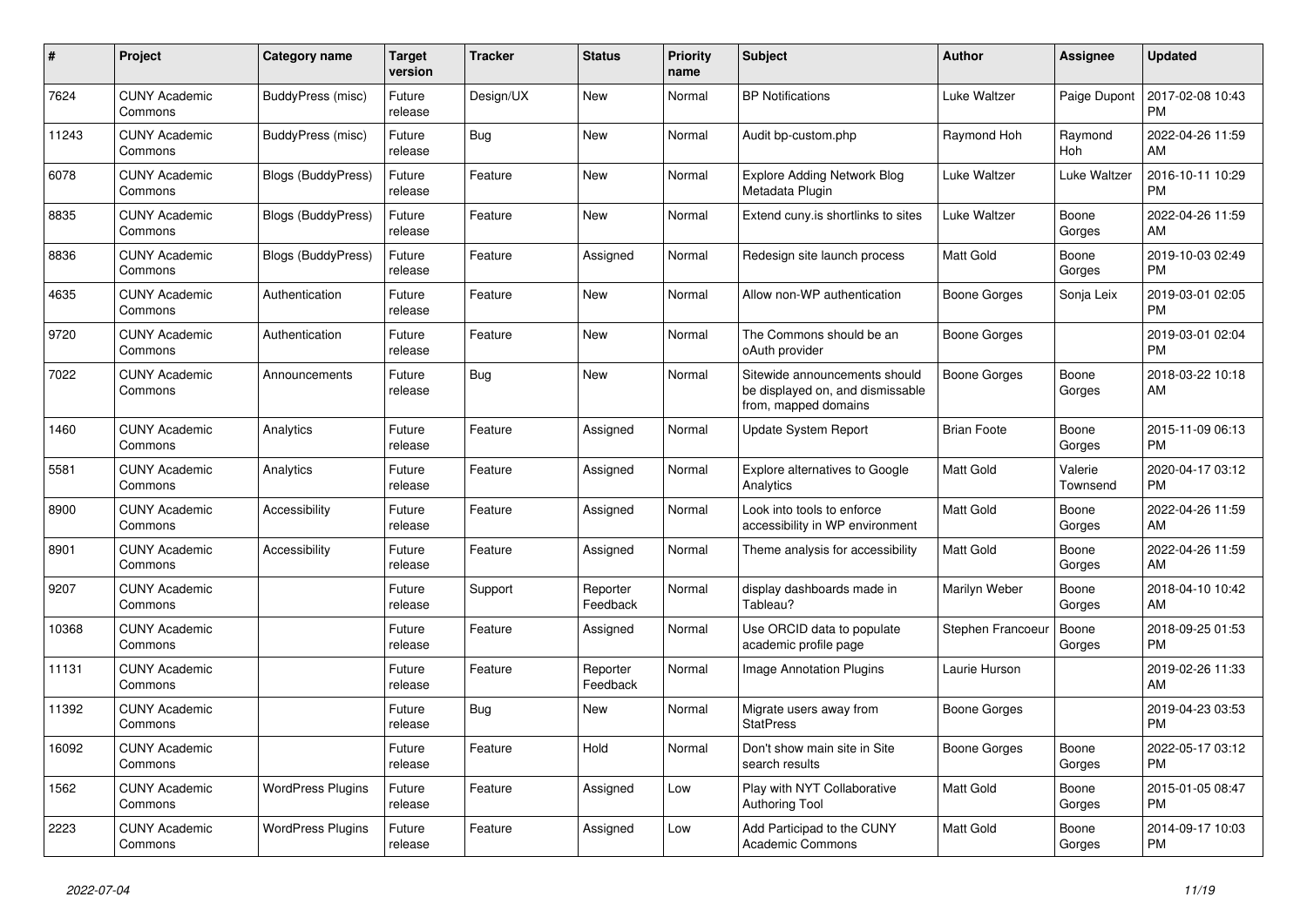| # | Project | Category name | Target version | Tracker | Status | Priority name | Subject | Author | Assignee | Updated |
|---|---|---|---|---|---|---|---|---|---|---|
| 7624 | CUNY Academic Commons | BuddyPress (misc) | Future release | Design/UX | New | Normal | BP Notifications | Luke Waltzer | Paige Dupont | 2017-02-08 10:43 PM |
| 11243 | CUNY Academic Commons | BuddyPress (misc) | Future release | Bug | New | Normal | Audit bp-custom.php | Raymond Hoh | Raymond Hoh | 2022-04-26 11:59 AM |
| 6078 | CUNY Academic Commons | Blogs (BuddyPress) | Future release | Feature | New | Normal | Explore Adding Network Blog Metadata Plugin | Luke Waltzer | Luke Waltzer | 2016-10-11 10:29 PM |
| 8835 | CUNY Academic Commons | Blogs (BuddyPress) | Future release | Feature | New | Normal | Extend cuny.is shortlinks to sites | Luke Waltzer | Boone Gorges | 2022-04-26 11:59 AM |
| 8836 | CUNY Academic Commons | Blogs (BuddyPress) | Future release | Feature | Assigned | Normal | Redesign site launch process | Matt Gold | Boone Gorges | 2019-10-03 02:49 PM |
| 4635 | CUNY Academic Commons | Authentication | Future release | Feature | New | Normal | Allow non-WP authentication | Boone Gorges | Sonja Leix | 2019-03-01 02:05 PM |
| 9720 | CUNY Academic Commons | Authentication | Future release | Feature | New | Normal | The Commons should be an oAuth provider | Boone Gorges | | 2019-03-01 02:04 PM |
| 7022 | CUNY Academic Commons | Announcements | Future release | Bug | New | Normal | Sitewide announcements should be displayed on, and dismissable from, mapped domains | Boone Gorges | Boone Gorges | 2018-03-22 10:18 AM |
| 1460 | CUNY Academic Commons | Analytics | Future release | Feature | Assigned | Normal | Update System Report | Brian Foote | Boone Gorges | 2015-11-09 06:13 PM |
| 5581 | CUNY Academic Commons | Analytics | Future release | Feature | Assigned | Normal | Explore alternatives to Google Analytics | Matt Gold | Valerie Townsend | 2020-04-17 03:12 PM |
| 8900 | CUNY Academic Commons | Accessibility | Future release | Feature | Assigned | Normal | Look into tools to enforce accessibility in WP environment | Matt Gold | Boone Gorges | 2022-04-26 11:59 AM |
| 8901 | CUNY Academic Commons | Accessibility | Future release | Feature | Assigned | Normal | Theme analysis for accessibility | Matt Gold | Boone Gorges | 2022-04-26 11:59 AM |
| 9207 | CUNY Academic Commons | | Future release | Support | Reporter Feedback | Normal | display dashboards made in Tableau? | Marilyn Weber | Boone Gorges | 2018-04-10 10:42 AM |
| 10368 | CUNY Academic Commons | | Future release | Feature | Assigned | Normal | Use ORCID data to populate academic profile page | Stephen Francoeur | Boone Gorges | 2018-09-25 01:53 PM |
| 11131 | CUNY Academic Commons | | Future release | Feature | Reporter Feedback | Normal | Image Annotation Plugins | Laurie Hurson | | 2019-02-26 11:33 AM |
| 11392 | CUNY Academic Commons | | Future release | Bug | New | Normal | Migrate users away from StatPress | Boone Gorges | | 2019-04-23 03:53 PM |
| 16092 | CUNY Academic Commons | | Future release | Feature | Hold | Normal | Don't show main site in Site search results | Boone Gorges | Boone Gorges | 2022-05-17 03:12 PM |
| 1562 | CUNY Academic Commons | WordPress Plugins | Future release | Feature | Assigned | Low | Play with NYT Collaborative Authoring Tool | Matt Gold | Boone Gorges | 2015-01-05 08:47 PM |
| 2223 | CUNY Academic Commons | WordPress Plugins | Future release | Feature | Assigned | Low | Add Participad to the CUNY Academic Commons | Matt Gold | Boone Gorges | 2014-09-17 10:03 PM |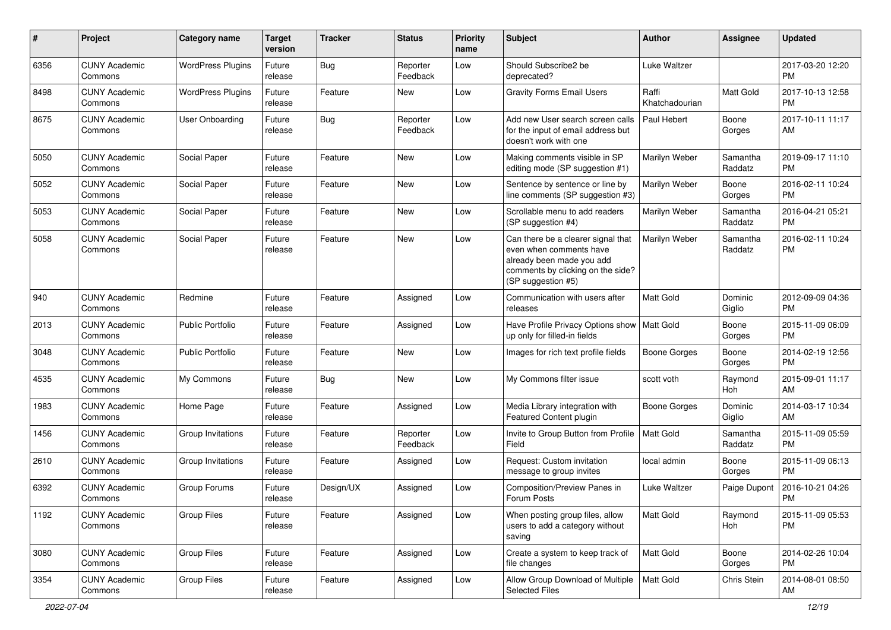| # | Project | Category name | Target version | Tracker | Status | Priority name | Subject | Author | Assignee | Updated |
|---|---|---|---|---|---|---|---|---|---|---|
| 6356 | CUNY Academic Commons | WordPress Plugins | Future release | Bug | Reporter Feedback | Low | Should Subscribe2 be deprecated? | Luke Waltzer | | 2017-03-20 12:20 PM |
| 8498 | CUNY Academic Commons | WordPress Plugins | Future release | Feature | New | Low | Gravity Forms Email Users | Raffi Khatchadourian | Matt Gold | 2017-10-13 12:58 PM |
| 8675 | CUNY Academic Commons | User Onboarding | Future release | Bug | Reporter Feedback | Low | Add new User search screen calls for the input of email address but doesn't work with one | Paul Hebert | Boone Gorges | 2017-10-11 11:17 AM |
| 5050 | CUNY Academic Commons | Social Paper | Future release | Feature | New | Low | Making comments visible in SP editing mode (SP suggestion #1) | Marilyn Weber | Samantha Raddatz | 2019-09-17 11:10 PM |
| 5052 | CUNY Academic Commons | Social Paper | Future release | Feature | New | Low | Sentence by sentence or line by line comments (SP suggestion #3) | Marilyn Weber | Boone Gorges | 2016-02-11 10:24 PM |
| 5053 | CUNY Academic Commons | Social Paper | Future release | Feature | New | Low | Scrollable menu to add readers (SP suggestion #4) | Marilyn Weber | Samantha Raddatz | 2016-04-21 05:21 PM |
| 5058 | CUNY Academic Commons | Social Paper | Future release | Feature | New | Low | Can there be a clearer signal that even when comments have already been made you add comments by clicking on the side? (SP suggestion #5) | Marilyn Weber | Samantha Raddatz | 2016-02-11 10:24 PM |
| 940 | CUNY Academic Commons | Redmine | Future release | Feature | Assigned | Low | Communication with users after releases | Matt Gold | Dominic Giglio | 2012-09-09 04:36 PM |
| 2013 | CUNY Academic Commons | Public Portfolio | Future release | Feature | Assigned | Low | Have Profile Privacy Options show up only for filled-in fields | Matt Gold | Boone Gorges | 2015-11-09 06:09 PM |
| 3048 | CUNY Academic Commons | Public Portfolio | Future release | Feature | New | Low | Images for rich text profile fields | Boone Gorges | Boone Gorges | 2014-02-19 12:56 PM |
| 4535 | CUNY Academic Commons | My Commons | Future release | Bug | New | Low | My Commons filter issue | scott voth | Raymond Hoh | 2015-09-01 11:17 AM |
| 1983 | CUNY Academic Commons | Home Page | Future release | Feature | Assigned | Low | Media Library integration with Featured Content plugin | Boone Gorges | Dominic Giglio | 2014-03-17 10:34 AM |
| 1456 | CUNY Academic Commons | Group Invitations | Future release | Feature | Reporter Feedback | Low | Invite to Group Button from Profile Field | Matt Gold | Samantha Raddatz | 2015-11-09 05:59 PM |
| 2610 | CUNY Academic Commons | Group Invitations | Future release | Feature | Assigned | Low | Request: Custom invitation message to group invites | local admin | Boone Gorges | 2015-11-09 06:13 PM |
| 6392 | CUNY Academic Commons | Group Forums | Future release | Design/UX | Assigned | Low | Composition/Preview Panes in Forum Posts | Luke Waltzer | Paige Dupont | 2016-10-21 04:26 PM |
| 1192 | CUNY Academic Commons | Group Files | Future release | Feature | Assigned | Low | When posting group files, allow users to add a category without saving | Matt Gold | Raymond Hoh | 2015-11-09 05:53 PM |
| 3080 | CUNY Academic Commons | Group Files | Future release | Feature | Assigned | Low | Create a system to keep track of file changes | Matt Gold | Boone Gorges | 2014-02-26 10:04 PM |
| 3354 | CUNY Academic Commons | Group Files | Future release | Feature | Assigned | Low | Allow Group Download of Multiple Selected Files | Matt Gold | Chris Stein | 2014-08-01 08:50 AM |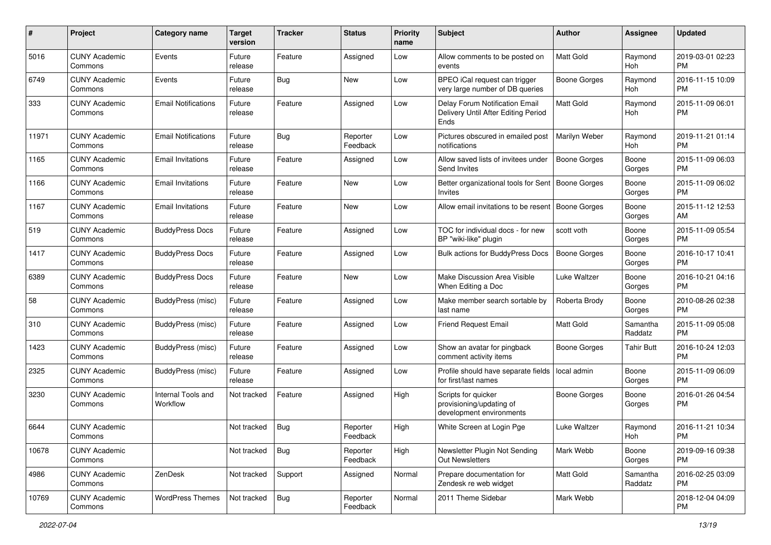| # | Project | Category name | Target version | Tracker | Status | Priority name | Subject | Author | Assignee | Updated |
|---|---|---|---|---|---|---|---|---|---|---|
| 5016 | CUNY Academic Commons | Events | Future release | Feature | Assigned | Low | Allow comments to be posted on events | Matt Gold | Raymond Hoh | 2019-03-01 02:23 PM |
| 6749 | CUNY Academic Commons | Events | Future release | Bug | New | Low | BPEO iCal request can trigger very large number of DB queries | Boone Gorges | Raymond Hoh | 2016-11-15 10:09 PM |
| 333 | CUNY Academic Commons | Email Notifications | Future release | Feature | Assigned | Low | Delay Forum Notification Email Delivery Until After Editing Period Ends | Matt Gold | Raymond Hoh | 2015-11-09 06:01 PM |
| 11971 | CUNY Academic Commons | Email Notifications | Future release | Bug | Reporter Feedback | Low | Pictures obscured in emailed post notifications | Marilyn Weber | Raymond Hoh | 2019-11-21 01:14 PM |
| 1165 | CUNY Academic Commons | Email Invitations | Future release | Feature | Assigned | Low | Allow saved lists of invitees under Send Invites | Boone Gorges | Boone Gorges | 2015-11-09 06:03 PM |
| 1166 | CUNY Academic Commons | Email Invitations | Future release | Feature | New | Low | Better organizational tools for Sent Invites | Boone Gorges | Boone Gorges | 2015-11-09 06:02 PM |
| 1167 | CUNY Academic Commons | Email Invitations | Future release | Feature | New | Low | Allow email invitations to be resent | Boone Gorges | Boone Gorges | 2015-11-12 12:53 AM |
| 519 | CUNY Academic Commons | BuddyPress Docs | Future release | Feature | Assigned | Low | TOC for individual docs - for new BP "wiki-like" plugin | scott voth | Boone Gorges | 2015-11-09 05:54 PM |
| 1417 | CUNY Academic Commons | BuddyPress Docs | Future release | Feature | Assigned | Low | Bulk actions for BuddyPress Docs | Boone Gorges | Boone Gorges | 2016-10-17 10:41 PM |
| 6389 | CUNY Academic Commons | BuddyPress Docs | Future release | Feature | New | Low | Make Discussion Area Visible When Editing a Doc | Luke Waltzer | Boone Gorges | 2016-10-21 04:16 PM |
| 58 | CUNY Academic Commons | BuddyPress (misc) | Future release | Feature | Assigned | Low | Make member search sortable by last name | Roberta Brody | Boone Gorges | 2010-08-26 02:38 PM |
| 310 | CUNY Academic Commons | BuddyPress (misc) | Future release | Feature | Assigned | Low | Friend Request Email | Matt Gold | Samantha Raddatz | 2015-11-09 05:08 PM |
| 1423 | CUNY Academic Commons | BuddyPress (misc) | Future release | Feature | Assigned | Low | Show an avatar for pingback comment activity items | Boone Gorges | Tahir Butt | 2016-10-24 12:03 PM |
| 2325 | CUNY Academic Commons | BuddyPress (misc) | Future release | Feature | Assigned | Low | Profile should have separate fields for first/last names | local admin | Boone Gorges | 2015-11-09 06:09 PM |
| 3230 | CUNY Academic Commons | Internal Tools and Workflow | Not tracked | Feature | Assigned | High | Scripts for quicker provisioning/updating of development environments | Boone Gorges | Boone Gorges | 2016-01-26 04:54 PM |
| 6644 | CUNY Academic Commons | | Not tracked | Bug | Reporter Feedback | High | White Screen at Login Pge | Luke Waltzer | Raymond Hoh | 2016-11-21 10:34 PM |
| 10678 | CUNY Academic Commons | | Not tracked | Bug | Reporter Feedback | High | Newsletter Plugin Not Sending Out Newsletters | Mark Webb | Boone Gorges | 2019-09-16 09:38 PM |
| 4986 | CUNY Academic Commons | ZenDesk | Not tracked | Support | Assigned | Normal | Prepare documentation for Zendesk re web widget | Matt Gold | Samantha Raddatz | 2016-02-25 03:09 PM |
| 10769 | CUNY Academic Commons | WordPress Themes | Not tracked | Bug | Reporter Feedback | Normal | 2011 Theme Sidebar | Mark Webb | | 2018-12-04 04:09 PM |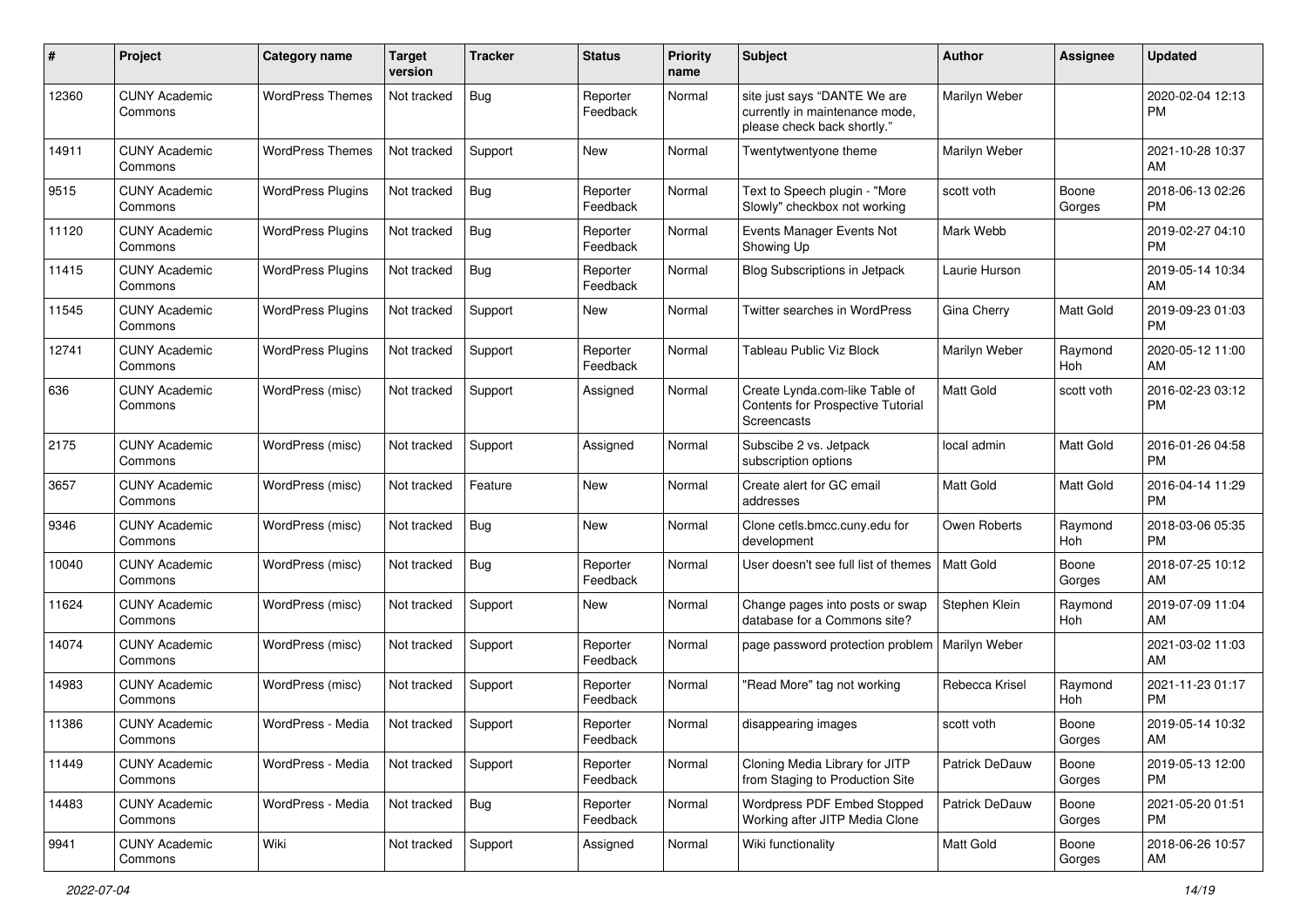| # | Project | Category name | Target version | Tracker | Status | Priority name | Subject | Author | Assignee | Updated |
|---|---|---|---|---|---|---|---|---|---|---|
| 12360 | CUNY Academic Commons | WordPress Themes | Not tracked | Bug | Reporter Feedback | Normal | site just says "DANTE We are currently in maintenance mode, please check back shortly." | Marilyn Weber | | 2020-02-04 12:13 PM |
| 14911 | CUNY Academic Commons | WordPress Themes | Not tracked | Support | New | Normal | Twentytwentyone theme | Marilyn Weber | | 2021-10-28 10:37 AM |
| 9515 | CUNY Academic Commons | WordPress Plugins | Not tracked | Bug | Reporter Feedback | Normal | Text to Speech plugin - "More Slowly" checkbox not working | scott voth | Boone Gorges | 2018-06-13 02:26 PM |
| 11120 | CUNY Academic Commons | WordPress Plugins | Not tracked | Bug | Reporter Feedback | Normal | Events Manager Events Not Showing Up | Mark Webb | | 2019-02-27 04:10 PM |
| 11415 | CUNY Academic Commons | WordPress Plugins | Not tracked | Bug | Reporter Feedback | Normal | Blog Subscriptions in Jetpack | Laurie Hurson | | 2019-05-14 10:34 AM |
| 11545 | CUNY Academic Commons | WordPress Plugins | Not tracked | Support | New | Normal | Twitter searches in WordPress | Gina Cherry | Matt Gold | 2019-09-23 01:03 PM |
| 12741 | CUNY Academic Commons | WordPress Plugins | Not tracked | Support | Reporter Feedback | Normal | Tableau Public Viz Block | Marilyn Weber | Raymond Hoh | 2020-05-12 11:00 AM |
| 636 | CUNY Academic Commons | WordPress (misc) | Not tracked | Support | Assigned | Normal | Create Lynda.com-like Table of Contents for Prospective Tutorial Screencasts | Matt Gold | scott voth | 2016-02-23 03:12 PM |
| 2175 | CUNY Academic Commons | WordPress (misc) | Not tracked | Support | Assigned | Normal | Subscibe 2 vs. Jetpack subscription options | local admin | Matt Gold | 2016-01-26 04:58 PM |
| 3657 | CUNY Academic Commons | WordPress (misc) | Not tracked | Feature | New | Normal | Create alert for GC email addresses | Matt Gold | Matt Gold | 2016-04-14 11:29 PM |
| 9346 | CUNY Academic Commons | WordPress (misc) | Not tracked | Bug | New | Normal | Clone cetls.bmcc.cuny.edu for development | Owen Roberts | Raymond Hoh | 2018-03-06 05:35 PM |
| 10040 | CUNY Academic Commons | WordPress (misc) | Not tracked | Bug | Reporter Feedback | Normal | User doesn't see full list of themes | Matt Gold | Boone Gorges | 2018-07-25 10:12 AM |
| 11624 | CUNY Academic Commons | WordPress (misc) | Not tracked | Support | New | Normal | Change pages into posts or swap database for a Commons site? | Stephen Klein | Raymond Hoh | 2019-07-09 11:04 AM |
| 14074 | CUNY Academic Commons | WordPress (misc) | Not tracked | Support | Reporter Feedback | Normal | page password protection problem | Marilyn Weber | | 2021-03-02 11:03 AM |
| 14983 | CUNY Academic Commons | WordPress (misc) | Not tracked | Support | Reporter Feedback | Normal | "Read More" tag not working | Rebecca Krisel | Raymond Hoh | 2021-11-23 01:17 PM |
| 11386 | CUNY Academic Commons | WordPress - Media | Not tracked | Support | Reporter Feedback | Normal | disappearing images | scott voth | Boone Gorges | 2019-05-14 10:32 AM |
| 11449 | CUNY Academic Commons | WordPress - Media | Not tracked | Support | Reporter Feedback | Normal | Cloning Media Library for JITP from Staging to Production Site | Patrick DeDauw | Boone Gorges | 2019-05-13 12:00 PM |
| 14483 | CUNY Academic Commons | WordPress - Media | Not tracked | Bug | Reporter Feedback | Normal | Wordpress PDF Embed Stopped Working after JITP Media Clone | Patrick DeDauw | Boone Gorges | 2021-05-20 01:51 PM |
| 9941 | CUNY Academic Commons | Wiki | Not tracked | Support | Assigned | Normal | Wiki functionality | Matt Gold | Boone Gorges | 2018-06-26 10:57 AM |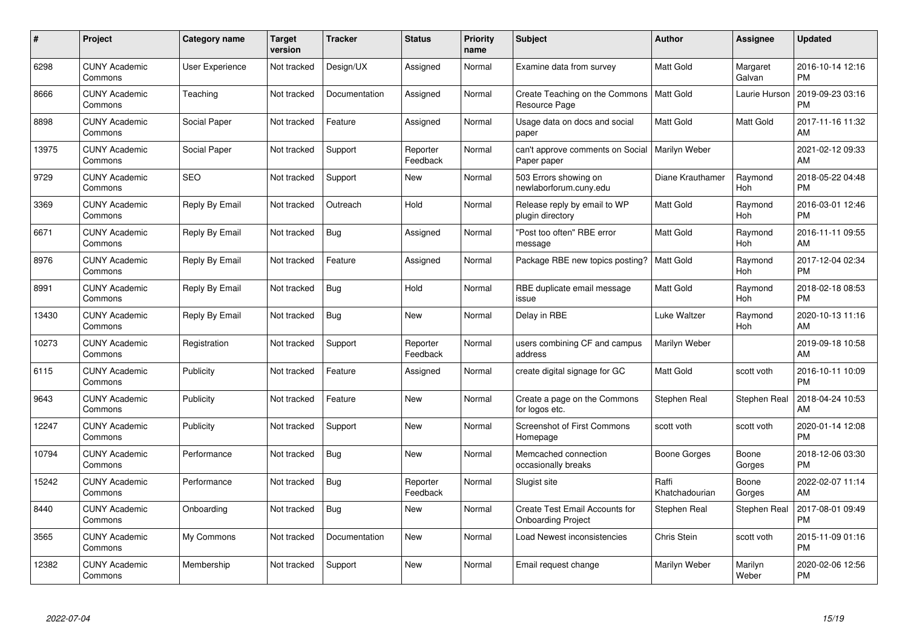| # | Project | Category name | Target version | Tracker | Status | Priority name | Subject | Author | Assignee | Updated |
|---|---|---|---|---|---|---|---|---|---|---|
| 6298 | CUNY Academic Commons | User Experience | Not tracked | Design/UX | Assigned | Normal | Examine data from survey | Matt Gold | Margaret Galvan | 2016-10-14 12:16 PM |
| 8666 | CUNY Academic Commons | Teaching | Not tracked | Documentation | Assigned | Normal | Create Teaching on the Commons Resource Page | Matt Gold | Laurie Hurson | 2019-09-23 03:16 PM |
| 8898 | CUNY Academic Commons | Social Paper | Not tracked | Feature | Assigned | Normal | Usage data on docs and social paper | Matt Gold | Matt Gold | 2017-11-16 11:32 AM |
| 13975 | CUNY Academic Commons | Social Paper | Not tracked | Support | Reporter Feedback | Normal | can't approve comments on Social Paper paper | Marilyn Weber | | 2021-02-12 09:33 AM |
| 9729 | CUNY Academic Commons | SEO | Not tracked | Support | New | Normal | 503 Errors showing on newlaborforum.cuny.edu | Diane Krauthamer | Raymond Hoh | 2018-05-22 04:48 PM |
| 3369 | CUNY Academic Commons | Reply By Email | Not tracked | Outreach | Hold | Normal | Release reply by email to WP plugin directory | Matt Gold | Raymond Hoh | 2016-03-01 12:46 PM |
| 6671 | CUNY Academic Commons | Reply By Email | Not tracked | Bug | Assigned | Normal | "Post too often" RBE error message | Matt Gold | Raymond Hoh | 2016-11-11 09:55 AM |
| 8976 | CUNY Academic Commons | Reply By Email | Not tracked | Feature | Assigned | Normal | Package RBE new topics posting? | Matt Gold | Raymond Hoh | 2017-12-04 02:34 PM |
| 8991 | CUNY Academic Commons | Reply By Email | Not tracked | Bug | Hold | Normal | RBE duplicate email message issue | Matt Gold | Raymond Hoh | 2018-02-18 08:53 PM |
| 13430 | CUNY Academic Commons | Reply By Email | Not tracked | Bug | New | Normal | Delay in RBE | Luke Waltzer | Raymond Hoh | 2020-10-13 11:16 AM |
| 10273 | CUNY Academic Commons | Registration | Not tracked | Support | Reporter Feedback | Normal | users combining CF and campus address | Marilyn Weber | | 2019-09-18 10:58 AM |
| 6115 | CUNY Academic Commons | Publicity | Not tracked | Feature | Assigned | Normal | create digital signage for GC | Matt Gold | scott voth | 2016-10-11 10:09 PM |
| 9643 | CUNY Academic Commons | Publicity | Not tracked | Feature | New | Normal | Create a page on the Commons for logos etc. | Stephen Real | Stephen Real | 2018-04-24 10:53 AM |
| 12247 | CUNY Academic Commons | Publicity | Not tracked | Support | New | Normal | Screenshot of First Commons Homepage | scott voth | scott voth | 2020-01-14 12:08 PM |
| 10794 | CUNY Academic Commons | Performance | Not tracked | Bug | New | Normal | Memcached connection occasionally breaks | Boone Gorges | Boone Gorges | 2018-12-06 03:30 PM |
| 15242 | CUNY Academic Commons | Performance | Not tracked | Bug | Reporter Feedback | Normal | Slugist site | Raffi Khatchadourian | Boone Gorges | 2022-02-07 11:14 AM |
| 8440 | CUNY Academic Commons | Onboarding | Not tracked | Bug | New | Normal | Create Test Email Accounts for Onboarding Project | Stephen Real | Stephen Real | 2017-08-01 09:49 PM |
| 3565 | CUNY Academic Commons | My Commons | Not tracked | Documentation | New | Normal | Load Newest inconsistencies | Chris Stein | scott voth | 2015-11-09 01:16 PM |
| 12382 | CUNY Academic Commons | Membership | Not tracked | Support | New | Normal | Email request change | Marilyn Weber | Marilyn Weber | 2020-02-06 12:56 PM |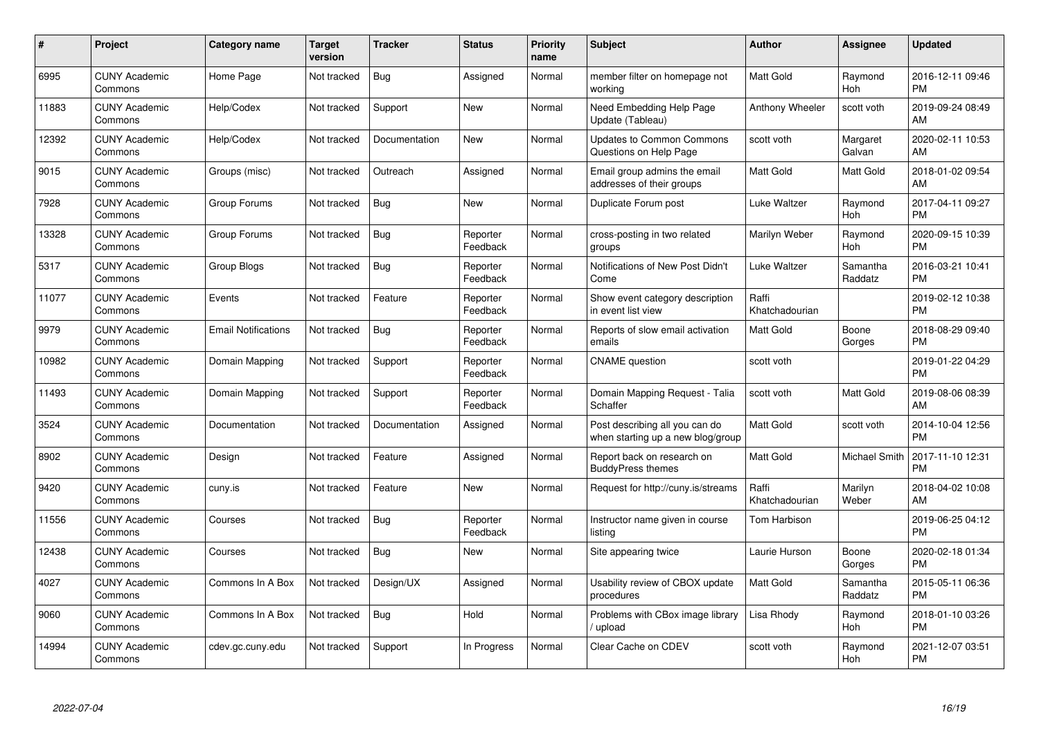| # | Project | Category name | Target version | Tracker | Status | Priority name | Subject | Author | Assignee | Updated |
|---|---|---|---|---|---|---|---|---|---|---|
| 6995 | CUNY Academic Commons | Home Page | Not tracked | Bug | Assigned | Normal | member filter on homepage not working | Matt Gold | Raymond Hoh | 2016-12-11 09:46 PM |
| 11883 | CUNY Academic Commons | Help/Codex | Not tracked | Support | New | Normal | Need Embedding Help Page Update (Tableau) | Anthony Wheeler | scott voth | 2019-09-24 08:49 AM |
| 12392 | CUNY Academic Commons | Help/Codex | Not tracked | Documentation | New | Normal | Updates to Common Commons Questions on Help Page | scott voth | Margaret Galvan | 2020-02-11 10:53 AM |
| 9015 | CUNY Academic Commons | Groups (misc) | Not tracked | Outreach | Assigned | Normal | Email group admins the email addresses of their groups | Matt Gold | Matt Gold | 2018-01-02 09:54 AM |
| 7928 | CUNY Academic Commons | Group Forums | Not tracked | Bug | New | Normal | Duplicate Forum post | Luke Waltzer | Raymond Hoh | 2017-04-11 09:27 PM |
| 13328 | CUNY Academic Commons | Group Forums | Not tracked | Bug | Reporter Feedback | Normal | cross-posting in two related groups | Marilyn Weber | Raymond Hoh | 2020-09-15 10:39 PM |
| 5317 | CUNY Academic Commons | Group Blogs | Not tracked | Bug | Reporter Feedback | Normal | Notifications of New Post Didn't Come | Luke Waltzer | Samantha Raddatz | 2016-03-21 10:41 PM |
| 11077 | CUNY Academic Commons | Events | Not tracked | Feature | Reporter Feedback | Normal | Show event category description in event list view | Raffi Khatchadourian | | 2019-02-12 10:38 PM |
| 9979 | CUNY Academic Commons | Email Notifications | Not tracked | Bug | Reporter Feedback | Normal | Reports of slow email activation emails | Matt Gold | Boone Gorges | 2018-08-29 09:40 PM |
| 10982 | CUNY Academic Commons | Domain Mapping | Not tracked | Support | Reporter Feedback | Normal | CNAME question | scott voth | | 2019-01-22 04:29 PM |
| 11493 | CUNY Academic Commons | Domain Mapping | Not tracked | Support | Reporter Feedback | Normal | Domain Mapping Request - Talia Schaffer | scott voth | Matt Gold | 2019-08-06 08:39 AM |
| 3524 | CUNY Academic Commons | Documentation | Not tracked | Documentation | Assigned | Normal | Post describing all you can do when starting up a new blog/group | Matt Gold | scott voth | 2014-10-04 12:56 PM |
| 8902 | CUNY Academic Commons | Design | Not tracked | Feature | Assigned | Normal | Report back on research on BuddyPress themes | Matt Gold | Michael Smith | 2017-11-10 12:31 PM |
| 9420 | CUNY Academic Commons | cuny.is | Not tracked | Feature | New | Normal | Request for http://cuny.is/streams | Raffi Khatchadourian | Marilyn Weber | 2018-04-02 10:08 AM |
| 11556 | CUNY Academic Commons | Courses | Not tracked | Bug | Reporter Feedback | Normal | Instructor name given in course listing | Tom Harbison | | 2019-06-25 04:12 PM |
| 12438 | CUNY Academic Commons | Courses | Not tracked | Bug | New | Normal | Site appearing twice | Laurie Hurson | Boone Gorges | 2020-02-18 01:34 PM |
| 4027 | CUNY Academic Commons | Commons In A Box | Not tracked | Design/UX | Assigned | Normal | Usability review of CBOX update procedures | Matt Gold | Samantha Raddatz | 2015-05-11 06:36 PM |
| 9060 | CUNY Academic Commons | Commons In A Box | Not tracked | Bug | Hold | Normal | Problems with CBox image library / upload | Lisa Rhody | Raymond Hoh | 2018-01-10 03:26 PM |
| 14994 | CUNY Academic Commons | cdev.gc.cuny.edu | Not tracked | Support | In Progress | Normal | Clear Cache on CDEV | scott voth | Raymond Hoh | 2021-12-07 03:51 PM |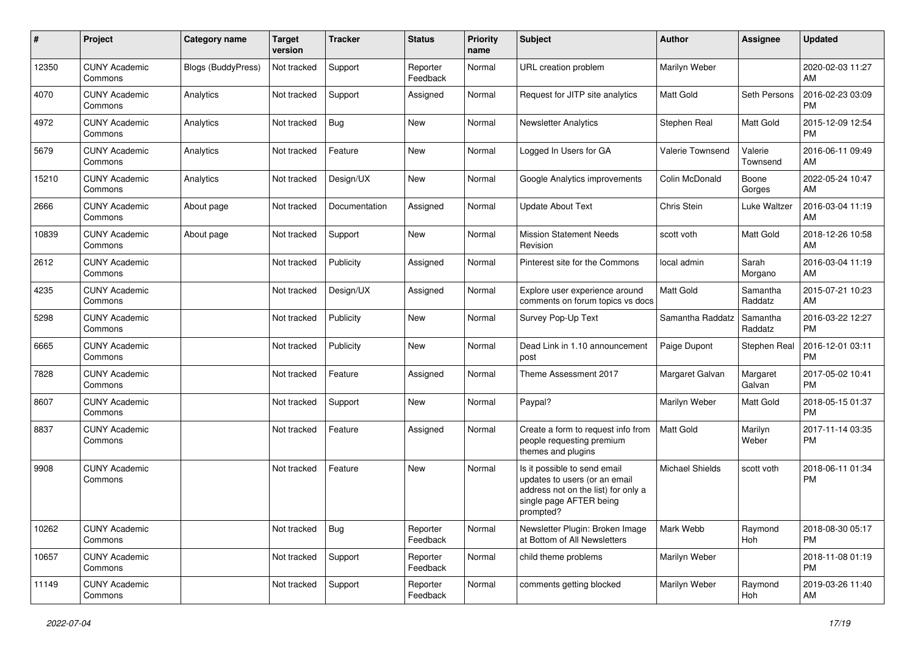| # | Project | Category name | Target version | Tracker | Status | Priority name | Subject | Author | Assignee | Updated |
|---|---|---|---|---|---|---|---|---|---|---|
| 12350 | CUNY Academic Commons | Blogs (BuddyPress) | Not tracked | Support | Reporter Feedback | Normal | URL creation problem | Marilyn Weber | | 2020-02-03 11:27 AM |
| 4070 | CUNY Academic Commons | Analytics | Not tracked | Support | Assigned | Normal | Request for JITP site analytics | Matt Gold | Seth Persons | 2016-02-23 03:09 PM |
| 4972 | CUNY Academic Commons | Analytics | Not tracked | Bug | New | Normal | Newsletter Analytics | Stephen Real | Matt Gold | 2015-12-09 12:54 PM |
| 5679 | CUNY Academic Commons | Analytics | Not tracked | Feature | New | Normal | Logged In Users for GA | Valerie Townsend | Valerie Townsend | 2016-06-11 09:49 AM |
| 15210 | CUNY Academic Commons | Analytics | Not tracked | Design/UX | New | Normal | Google Analytics improvements | Colin McDonald | Boone Gorges | 2022-05-24 10:47 AM |
| 2666 | CUNY Academic Commons | About page | Not tracked | Documentation | Assigned | Normal | Update About Text | Chris Stein | Luke Waltzer | 2016-03-04 11:19 AM |
| 10839 | CUNY Academic Commons | About page | Not tracked | Support | New | Normal | Mission Statement Needs Revision | scott voth | Matt Gold | 2018-12-26 10:58 AM |
| 2612 | CUNY Academic Commons | | Not tracked | Publicity | Assigned | Normal | Pinterest site for the Commons | local admin | Sarah Morgano | 2016-03-04 11:19 AM |
| 4235 | CUNY Academic Commons | | Not tracked | Design/UX | Assigned | Normal | Explore user experience around comments on forum topics vs docs | Matt Gold | Samantha Raddatz | 2015-07-21 10:23 AM |
| 5298 | CUNY Academic Commons | | Not tracked | Publicity | New | Normal | Survey Pop-Up Text | Samantha Raddatz | Samantha Raddatz | 2016-03-22 12:27 PM |
| 6665 | CUNY Academic Commons | | Not tracked | Publicity | New | Normal | Dead Link in 1.10 announcement post | Paige Dupont | Stephen Real | 2016-12-01 03:11 PM |
| 7828 | CUNY Academic Commons | | Not tracked | Feature | Assigned | Normal | Theme Assessment 2017 | Margaret Galvan | Margaret Galvan | 2017-05-02 10:41 PM |
| 8607 | CUNY Academic Commons | | Not tracked | Support | New | Normal | Paypal? | Marilyn Weber | Matt Gold | 2018-05-15 01:37 PM |
| 8837 | CUNY Academic Commons | | Not tracked | Feature | Assigned | Normal | Create a form to request info from people requesting premium themes and plugins | Matt Gold | Marilyn Weber | 2017-11-14 03:35 PM |
| 9908 | CUNY Academic Commons | | Not tracked | Feature | New | Normal | Is it possible to send email updates to users (or an email address not on the list) for only a single page AFTER being prompted? | Michael Shields | scott voth | 2018-06-11 01:34 PM |
| 10262 | CUNY Academic Commons | | Not tracked | Bug | Reporter Feedback | Normal | Newsletter Plugin: Broken Image at Bottom of All Newsletters | Mark Webb | Raymond Hoh | 2018-08-30 05:17 PM |
| 10657 | CUNY Academic Commons | | Not tracked | Support | Reporter Feedback | Normal | child theme problems | Marilyn Weber | | 2018-11-08 01:19 PM |
| 11149 | CUNY Academic Commons | | Not tracked | Support | Reporter Feedback | Normal | comments getting blocked | Marilyn Weber | Raymond Hoh | 2019-03-26 11:40 AM |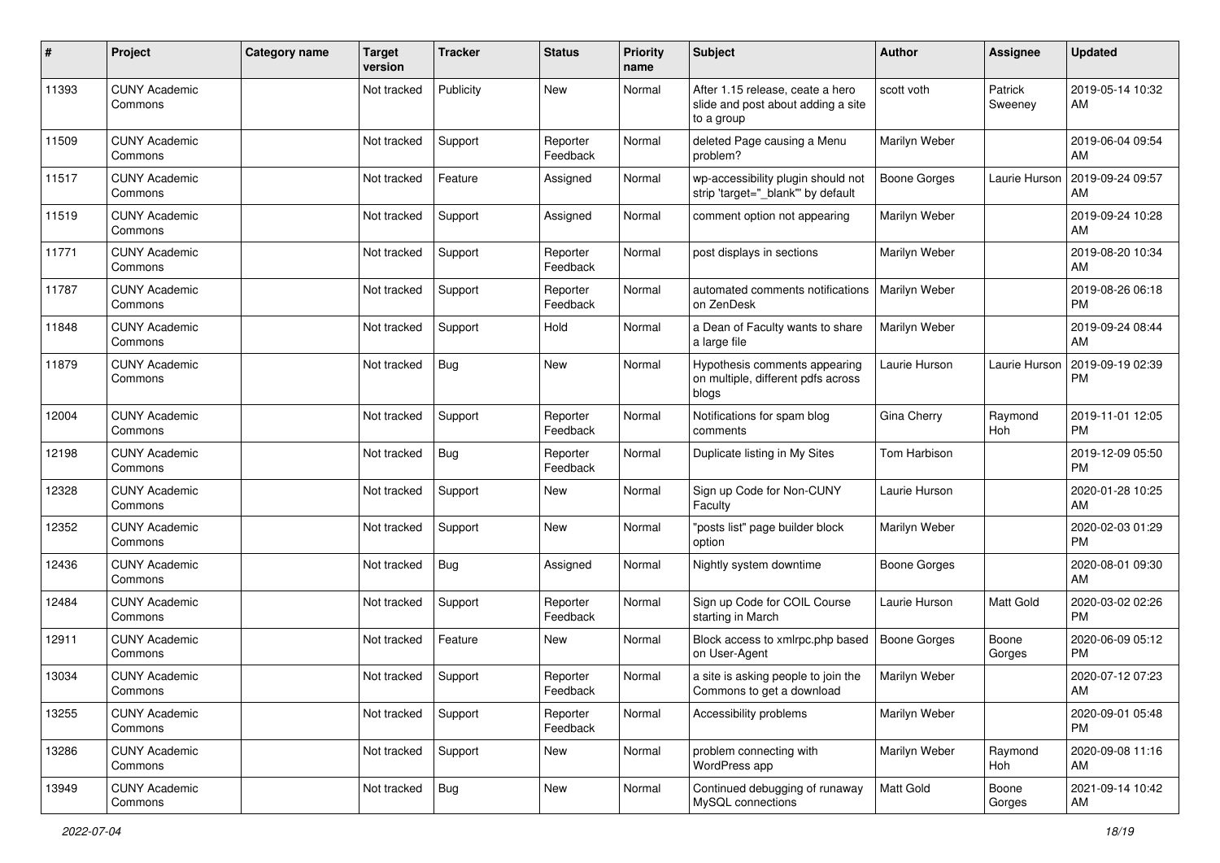| # | Project | Category name | Target version | Tracker | Status | Priority name | Subject | Author | Assignee | Updated |
|---|---|---|---|---|---|---|---|---|---|---|
| 11393 | CUNY Academic Commons | | Not tracked | Publicity | New | Normal | After 1.15 release, ceate a hero slide and post about adding a site to a group | scott voth | Patrick Sweeney | 2019-05-14 10:32 AM |
| 11509 | CUNY Academic Commons | | Not tracked | Support | Reporter Feedback | Normal | deleted Page causing a Menu problem? | Marilyn Weber | | 2019-06-04 09:54 AM |
| 11517 | CUNY Academic Commons | | Not tracked | Feature | Assigned | Normal | wp-accessibility plugin should not strip 'target="_blank"' by default | Boone Gorges | Laurie Hurson | 2019-09-24 09:57 AM |
| 11519 | CUNY Academic Commons | | Not tracked | Support | Assigned | Normal | comment option not appearing | Marilyn Weber | | 2019-09-24 10:28 AM |
| 11771 | CUNY Academic Commons | | Not tracked | Support | Reporter Feedback | Normal | post displays in sections | Marilyn Weber | | 2019-08-20 10:34 AM |
| 11787 | CUNY Academic Commons | | Not tracked | Support | Reporter Feedback | Normal | automated comments notifications on ZenDesk | Marilyn Weber | | 2019-08-26 06:18 PM |
| 11848 | CUNY Academic Commons | | Not tracked | Support | Hold | Normal | a Dean of Faculty wants to share a large file | Marilyn Weber | | 2019-09-24 08:44 AM |
| 11879 | CUNY Academic Commons | | Not tracked | Bug | New | Normal | Hypothesis comments appearing on multiple, different pdfs across blogs | Laurie Hurson | Laurie Hurson | 2019-09-19 02:39 PM |
| 12004 | CUNY Academic Commons | | Not tracked | Support | Reporter Feedback | Normal | Notifications for spam blog comments | Gina Cherry | Raymond Hoh | 2019-11-01 12:05 PM |
| 12198 | CUNY Academic Commons | | Not tracked | Bug | Reporter Feedback | Normal | Duplicate listing in My Sites | Tom Harbison | | 2019-12-09 05:50 PM |
| 12328 | CUNY Academic Commons | | Not tracked | Support | New | Normal | Sign up Code for Non-CUNY Faculty | Laurie Hurson | | 2020-01-28 10:25 AM |
| 12352 | CUNY Academic Commons | | Not tracked | Support | New | Normal | "posts list" page builder block option | Marilyn Weber | | 2020-02-03 01:29 PM |
| 12436 | CUNY Academic Commons | | Not tracked | Bug | Assigned | Normal | Nightly system downtime | Boone Gorges | | 2020-08-01 09:30 AM |
| 12484 | CUNY Academic Commons | | Not tracked | Support | Reporter Feedback | Normal | Sign up Code for COIL Course starting in March | Laurie Hurson | Matt Gold | 2020-03-02 02:26 PM |
| 12911 | CUNY Academic Commons | | Not tracked | Feature | New | Normal | Block access to xmlrpc.php based on User-Agent | Boone Gorges | Boone Gorges | 2020-06-09 05:12 PM |
| 13034 | CUNY Academic Commons | | Not tracked | Support | Reporter Feedback | Normal | a site is asking people to join the Commons to get a download | Marilyn Weber | | 2020-07-12 07:23 AM |
| 13255 | CUNY Academic Commons | | Not tracked | Support | Reporter Feedback | Normal | Accessibility problems | Marilyn Weber | | 2020-09-01 05:48 PM |
| 13286 | CUNY Academic Commons | | Not tracked | Support | New | Normal | problem connecting with WordPress app | Marilyn Weber | Raymond Hoh | 2020-09-08 11:16 AM |
| 13949 | CUNY Academic Commons | | Not tracked | Bug | New | Normal | Continued debugging of runaway MySQL connections | Matt Gold | Boone Gorges | 2021-09-14 10:42 AM |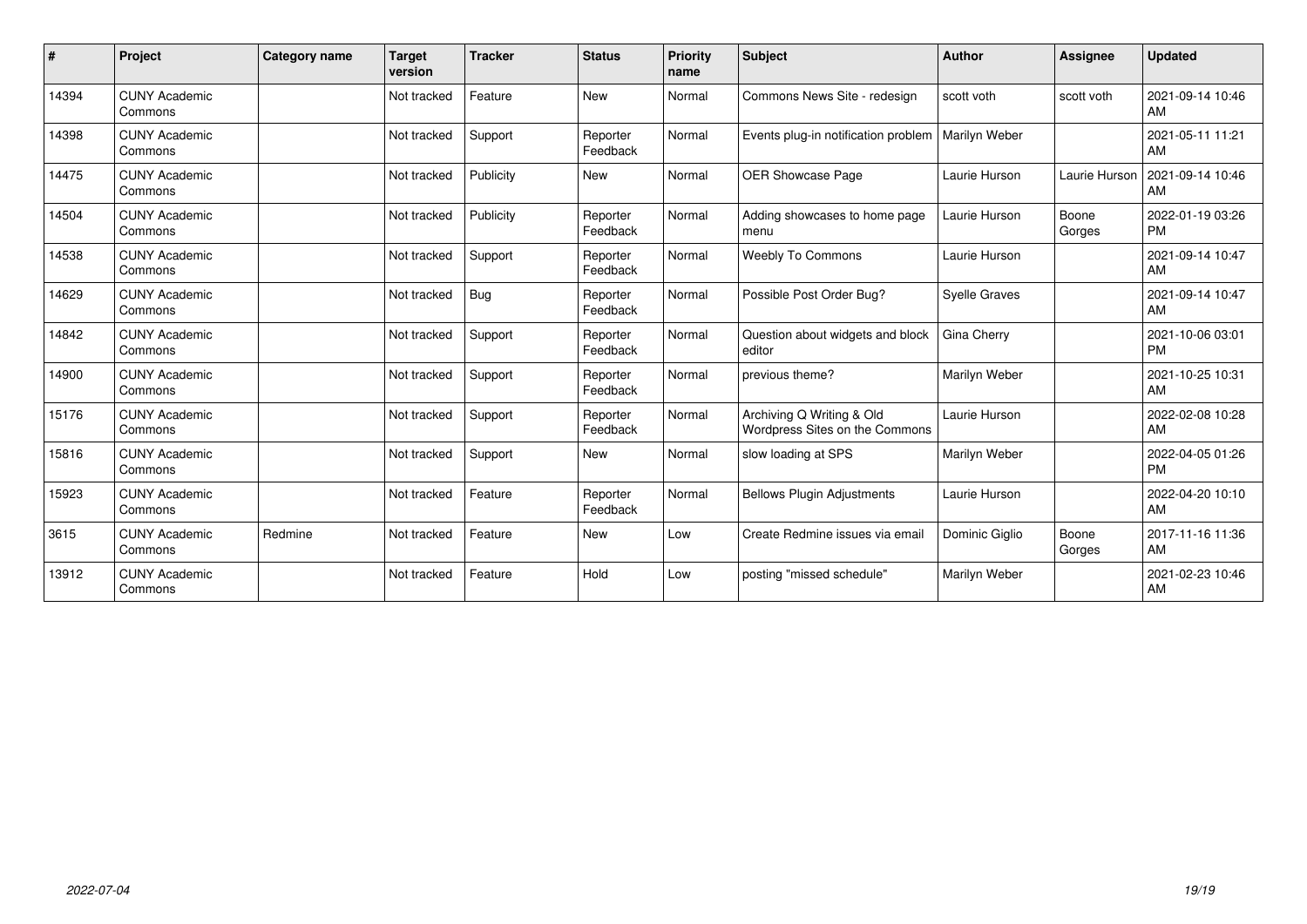| # | Project | Category name | Target version | Tracker | Status | Priority name | Subject | Author | Assignee | Updated |
|---|---|---|---|---|---|---|---|---|---|---|
| 14394 | CUNY Academic Commons | | Not tracked | Feature | New | Normal | Commons News Site - redesign | scott voth | scott voth | 2021-09-14 10:46 AM |
| 14398 | CUNY Academic Commons | | Not tracked | Support | Reporter Feedback | Normal | Events plug-in notification problem | Marilyn Weber | | 2021-05-11 11:21 AM |
| 14475 | CUNY Academic Commons | | Not tracked | Publicity | New | Normal | OER Showcase Page | Laurie Hurson | Laurie Hurson | 2021-09-14 10:46 AM |
| 14504 | CUNY Academic Commons | | Not tracked | Publicity | Reporter Feedback | Normal | Adding showcases to home page menu | Laurie Hurson | Boone Gorges | 2022-01-19 03:26 PM |
| 14538 | CUNY Academic Commons | | Not tracked | Support | Reporter Feedback | Normal | Weebly To Commons | Laurie Hurson | | 2021-09-14 10:47 AM |
| 14629 | CUNY Academic Commons | | Not tracked | Bug | Reporter Feedback | Normal | Possible Post Order Bug? | Syelle Graves | | 2021-09-14 10:47 AM |
| 14842 | CUNY Academic Commons | | Not tracked | Support | Reporter Feedback | Normal | Question about widgets and block editor | Gina Cherry | | 2021-10-06 03:01 PM |
| 14900 | CUNY Academic Commons | | Not tracked | Support | Reporter Feedback | Normal | previous theme? | Marilyn Weber | | 2021-10-25 10:31 AM |
| 15176 | CUNY Academic Commons | | Not tracked | Support | Reporter Feedback | Normal | Archiving Q Writing & Old Wordpress Sites on the Commons | Laurie Hurson | | 2022-02-08 10:28 AM |
| 15816 | CUNY Academic Commons | | Not tracked | Support | New | Normal | slow loading at SPS | Marilyn Weber | | 2022-04-05 01:26 PM |
| 15923 | CUNY Academic Commons | | Not tracked | Feature | Reporter Feedback | Normal | Bellows Plugin Adjustments | Laurie Hurson | | 2022-04-20 10:10 AM |
| 3615 | CUNY Academic Commons | Redmine | Not tracked | Feature | New | Low | Create Redmine issues via email | Dominic Giglio | Boone Gorges | 2017-11-16 11:36 AM |
| 13912 | CUNY Academic Commons | | Not tracked | Feature | Hold | Low | posting "missed schedule" | Marilyn Weber | | 2021-02-23 10:46 AM |